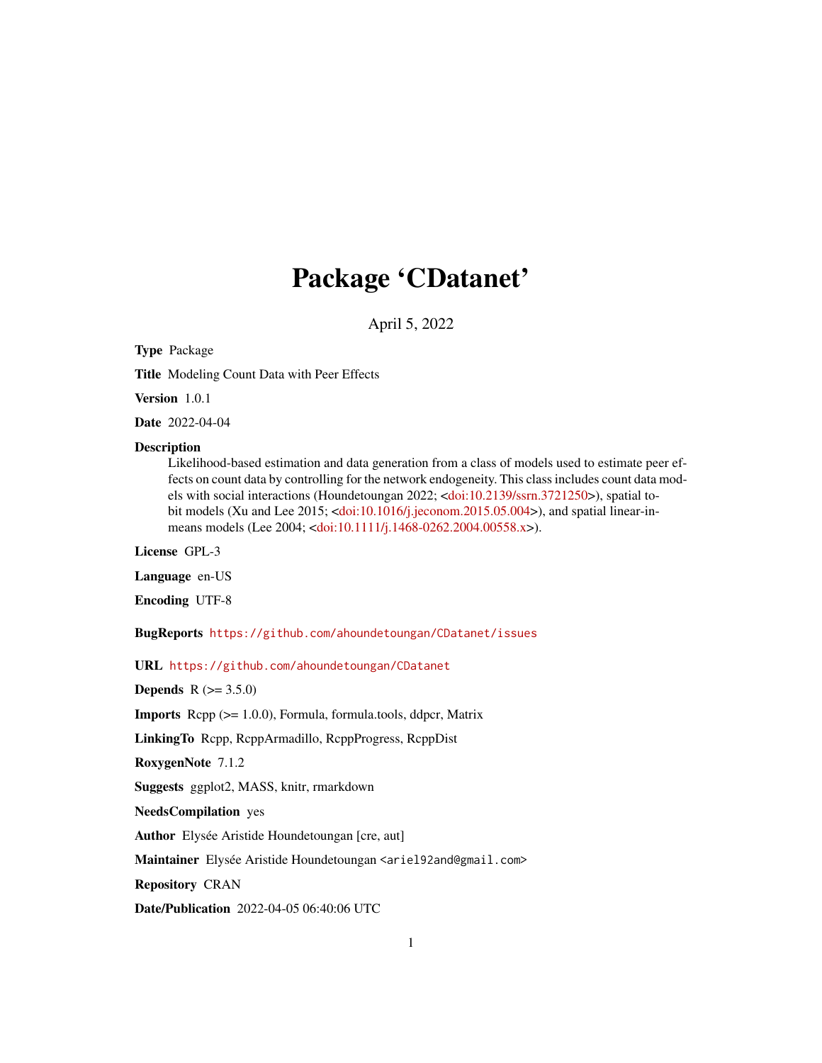# Package 'CDatanet'

April 5, 2022

**Type** Package

**Title** Modeling Count Data with Peer Effects

**Version** 1.0.1

**Date** 2022-04-04

**Description** Likelihood-based estimation and data generation from a class of models used to estimate peer effects on count data by controlling for the network endogeneity. This class includes count data models with social interactions (Houndetoungan 2022; <doi:10.2139/ssrn.3721250>), spatial tobit models (Xu and Lee 2015; <doi:10.1016/j.jeconom.2015.05.004>), and spatial linear-in-means models (Lee 2004; <doi:10.1111/j.1468-0262.2004.00558.x>).

**License** GPL-3

**Language** en-US

**Encoding** UTF-8

**BugReports** https://github.com/ahoundetoungan/CDatanet/issues

**URL** https://github.com/ahoundetoungan/CDatanet

**Depends** R (>= 3.5.0)

**Imports** Rcpp (>= 1.0.0), Formula, formula.tools, ddpcr, Matrix

**LinkingTo** Rcpp, RcppArmadillo, RcppProgress, RcppDist

**RoxygenNote** 7.1.2

**Suggests** ggplot2, MASS, knitr, rmarkdown

**NeedsCompilation** yes

**Author** Elysée Aristide Houndetoungan [cre, aut]

**Maintainer** Elysée Aristide Houndetoungan <ariel92and@gmail.com>

**Repository** CRAN

**Date/Publication** 2022-04-05 06:40:06 UTC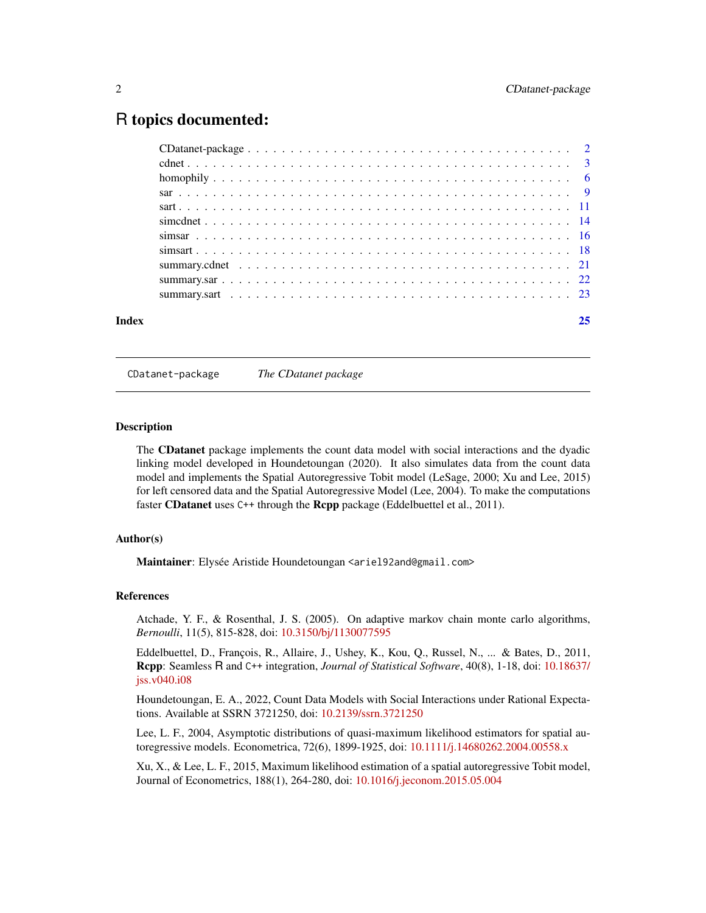# R topics documented:

| | |
|---|---|
| CDatanet-package | 2 |
| cdnet | 3 |
| homophily | 6 |
| sar | 9 |
| sart | 11 |
| simcdnet | 14 |
| simsar | 16 |
| simsart | 18 |
| summary.cdnet | 21 |
| summary.sar | 22 |
| summary.sart | 23 |
| **Index** | **25** |

---

`CDatanet-package` *The CDatanet package*

---

### Description

The **CDatanet** package implements the count data model with social interactions and the dyadic linking model developed in Houndetoungan (2020). It also simulates data from the count data model and implements the Spatial Autoregressive Tobit model (LeSage, 2000; Xu and Lee, 2015) for left censored data and the Spatial Autoregressive Model (Lee, 2004). To make the computations faster **CDatanet** uses `C++` through the **Rcpp** package (Eddelbuettel et al., 2011).

### Author(s)

**Maintainer**: Elysée Aristide Houndetoungan <`ariel92and@gmail.com`>

### References

Atchade, Y. F., & Rosenthal, J. S. (2005). On adaptive markov chain monte carlo algorithms, *Bernoulli*, 11(5), 815-828, doi: 10.3150/bj/1130077595

Eddelbuettel, D., François, R., Allaire, J., Ushey, K., Kou, Q., Russel, N., ... & Bates, D., 2011, **Rcpp**: Seamless R and `C++` integration, *Journal of Statistical Software*, 40(8), 1-18, doi: 10.18637/jss.v040.i08

Houndetoungan, E. A., 2022, Count Data Models with Social Interactions under Rational Expectations. Available at SSRN 3721250, doi: 10.2139/ssrn.3721250

Lee, L. F., 2004, Asymptotic distributions of quasi-maximum likelihood estimators for spatial autoregressive models. Econometrica, 72(6), 1899-1925, doi: 10.1111/j.14680262.2004.00558.x

Xu, X., & Lee, L. F., 2015, Maximum likelihood estimation of a spatial autoregressive Tobit model, Journal of Econometrics, 188(1), 264-280, doi: 10.1016/j.jeconom.2015.05.004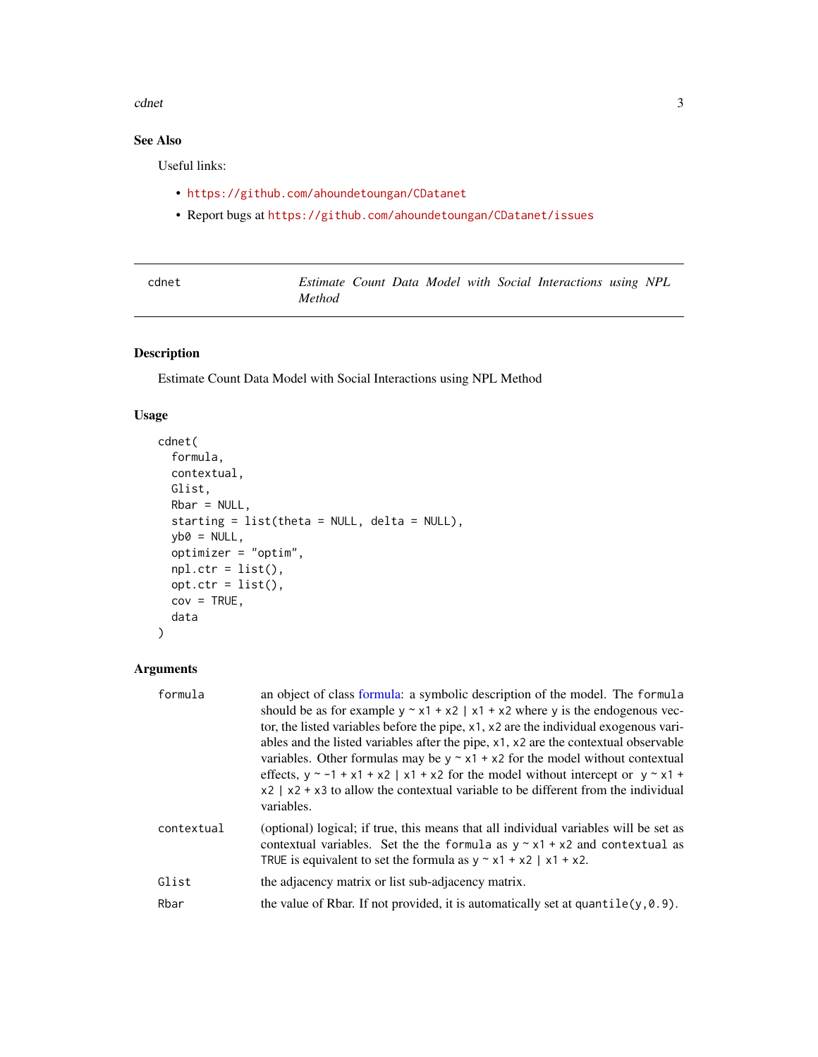## See Also

Useful links:

- https://github.com/ahoundetoungan/CDatanet
- Report bugs at https://github.com/ahoundetoungan/CDatanet/issues

---

# cdnet — *Estimate Count Data Model with Social Interactions using NPL Method*

## Description

Estimate Count Data Model with Social Interactions using NPL Method

## Usage

```
cdnet(
  formula,
  contextual,
  Glist,
  Rbar = NULL,
  starting = list(theta = NULL, delta = NULL),
  yb0 = NULL,
  optimizer = "optim",
  npl.ctr = list(),
  opt.ctr = list(),
  cov = TRUE,
  data
)
```

## Arguments

| | |
|---|---|
| `formula` | an object of class formula: a symbolic description of the model. The `formula` should be as for example `y ~ x1 + x2 | x1 + x2` where `y` is the endogenous vector, the listed variables before the pipe, `x1`, `x2` are the individual exogenous variables and the listed variables after the pipe, `x1`, `x2` are the contextual observable variables. Other formulas may be `y ~ x1 + x2` for the model without contextual effects, `y ~ -1 + x1 + x2 | x1 + x2` for the model without intercept or `y ~ x1 + x2 | x2 + x3` to allow the contextual variable to be different from the individual variables. |
| `contextual` | (optional) logical; if true, this means that all individual variables will be set as contextual variables. Set the the `formula` as `y ~ x1 + x2` and `contextual` as `TRUE` is equivalent to set the formula as `y ~ x1 + x2 | x1 + x2`. |
| `Glist` | the adjacency matrix or list sub-adjacency matrix. |
| `Rbar` | the value of Rbar. If not provided, it is automatically set at `quantile(y,0.9)`. |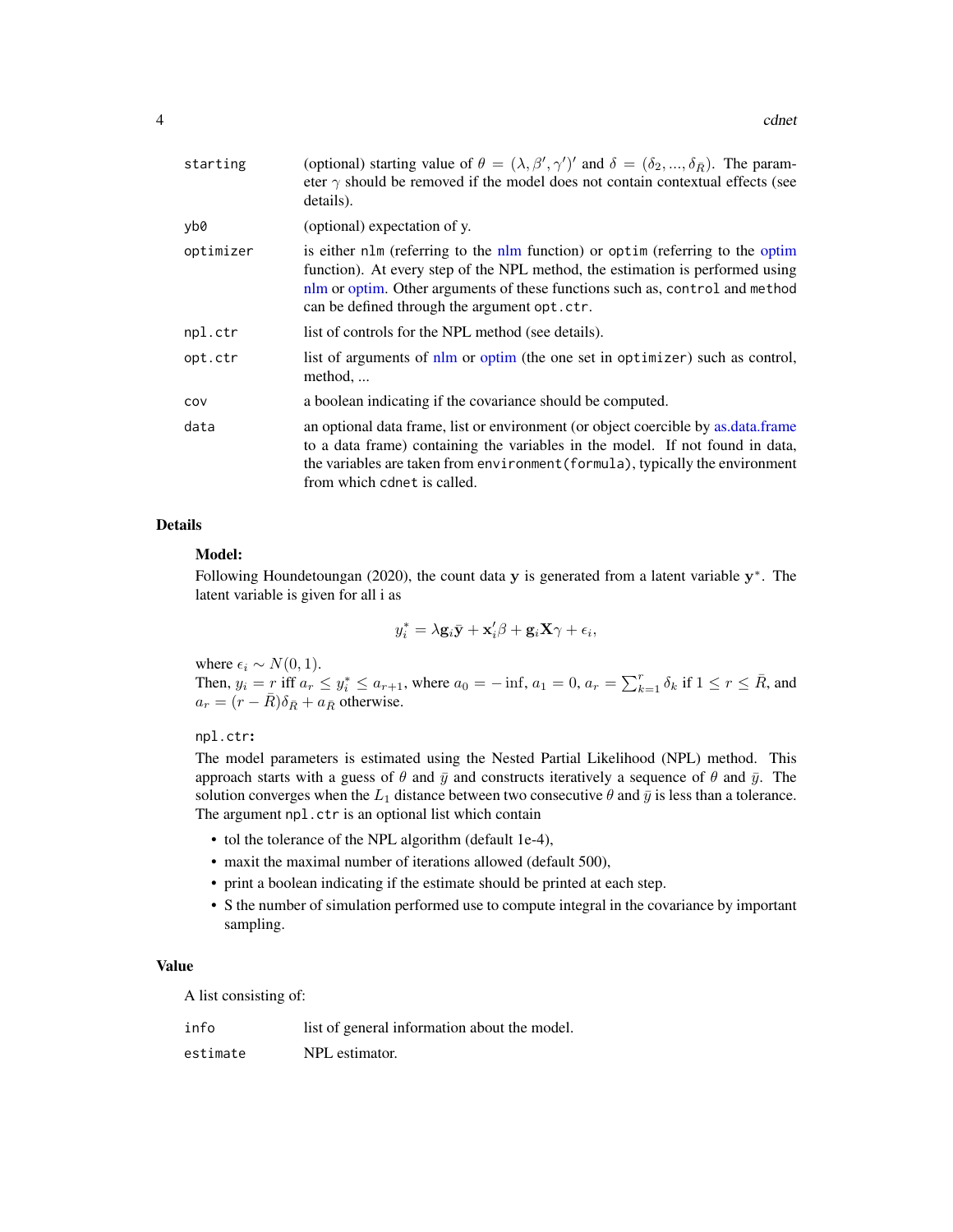| | |
|---|---|
| starting | (optional) starting value of $\theta = (\lambda, \beta', \gamma')'$ and $\delta = (\delta_2, ..., \delta_{\bar{R}})$. The parameter $\gamma$ should be removed if the model does not contain contextual effects (see details). |
| yb0 | (optional) expectation of y. |
| optimizer | is either `nlm` (referring to the nlm function) or `optim` (referring to the optim function). At every step of the NPL method, the estimation is performed using nlm or optim. Other arguments of these functions such as, `control` and `method` can be defined through the argument `opt.ctr`. |
| npl.ctr | list of controls for the NPL method (see details). |
| opt.ctr | list of arguments of nlm or optim (the one set in `optimizer`) such as control, method, ... |
| cov | a boolean indicating if the covariance should be computed. |
| data | an optional data frame, list or environment (or object coercible by as.data.frame to a data frame) containing the variables in the model. If not found in data, the variables are taken from `environment(formula)`, typically the environment from which `cdnet` is called. |

## Details

**Model:**

Following Houndetoungan (2020), the count data $\mathbf{y}$ is generated from a latent variable $\mathbf{y}^*$. The latent variable is given for all i as

$$y_i^* = \lambda \mathbf{g}_i \bar{\mathbf{y}} + \mathbf{x}_i' \beta + \mathbf{g}_i \mathbf{X} \gamma + \epsilon_i,$$

where $\epsilon_i \sim N(0, 1)$.

Then, $y_i = r$ iff $a_r \leq y_i^* \leq a_{r+1}$, where $a_0 = -\inf$, $a_1 = 0$, $a_r = \sum_{k=1}^{r} \delta_k$ if $1 \leq r \leq \bar{R}$, and $a_r = (r - \bar{R})\delta_{\bar{R}} + a_{\bar{R}}$ otherwise.

**`npl.ctr`:**

The model parameters is estimated using the Nested Partial Likelihood (NPL) method. This approach starts with a guess of $\theta$ and $\bar{y}$ and constructs iteratively a sequence of $\theta$ and $\bar{y}$. The solution converges when the $L_1$ distance between two consecutive $\theta$ and $\bar{y}$ is less than a tolerance.

The argument `npl.ctr` is an optional list which contain

- tol the tolerance of the NPL algorithm (default 1e-4),
- maxit the maximal number of iterations allowed (default 500),
- print a boolean indicating if the estimate should be printed at each step.
- S the number of simulation performed use to compute integral in the covariance by important sampling.

## Value

A list consisting of:

| | |
|---|---|
| info | list of general information about the model. |
| estimate | NPL estimator. |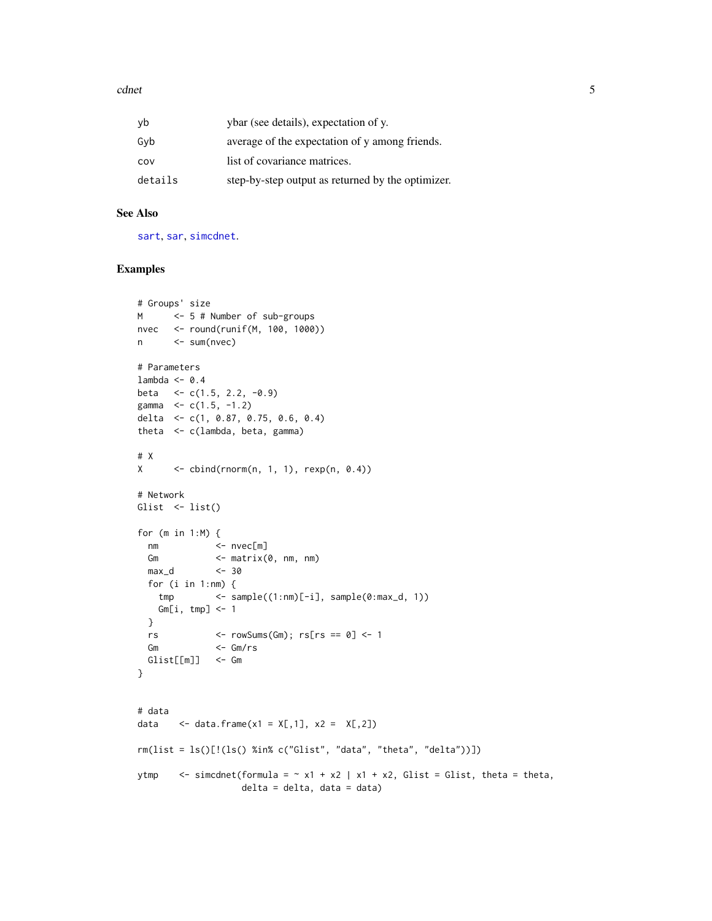| | |
|---|---|
| yb | ybar (see details), expectation of y. |
| Gyb | average of the expectation of y among friends. |
| cov | list of covariance matrices. |
| details | step-by-step output as returned by the optimizer. |

## See Also

sart, sar, simcdnet.

## Examples

```
# Groups' size
M      <- 5 # Number of sub-groups
nvec   <- round(runif(M, 100, 1000))
n      <- sum(nvec)

# Parameters
lambda <- 0.4
beta   <- c(1.5, 2.2, -0.9)
gamma  <- c(1.5, -1.2)
delta  <- c(1, 0.87, 0.75, 0.6, 0.4)
theta  <- c(lambda, beta, gamma)

# X
X      <- cbind(rnorm(n, 1, 1), rexp(n, 0.4))

# Network
Glist  <- list()

for (m in 1:M) {
  nm           <- nvec[m]
  Gm           <- matrix(0, nm, nm)
  max_d        <- 30
  for (i in 1:nm) {
    tmp        <- sample((1:nm)[-i], sample(0:max_d, 1))
    Gm[i, tmp] <- 1
  }
  rs           <- rowSums(Gm); rs[rs == 0] <- 1
  Gm           <- Gm/rs
  Glist[[m]]   <- Gm
}


# data
data    <- data.frame(x1 = X[,1], x2 =  X[,2])

rm(list = ls()[!(ls() %in% c("Glist", "data", "theta", "delta"))])

ytmp    <- simcdnet(formula = ~ x1 + x2 | x1 + x2, Glist = Glist, theta = theta,
                    delta = delta, data = data)
```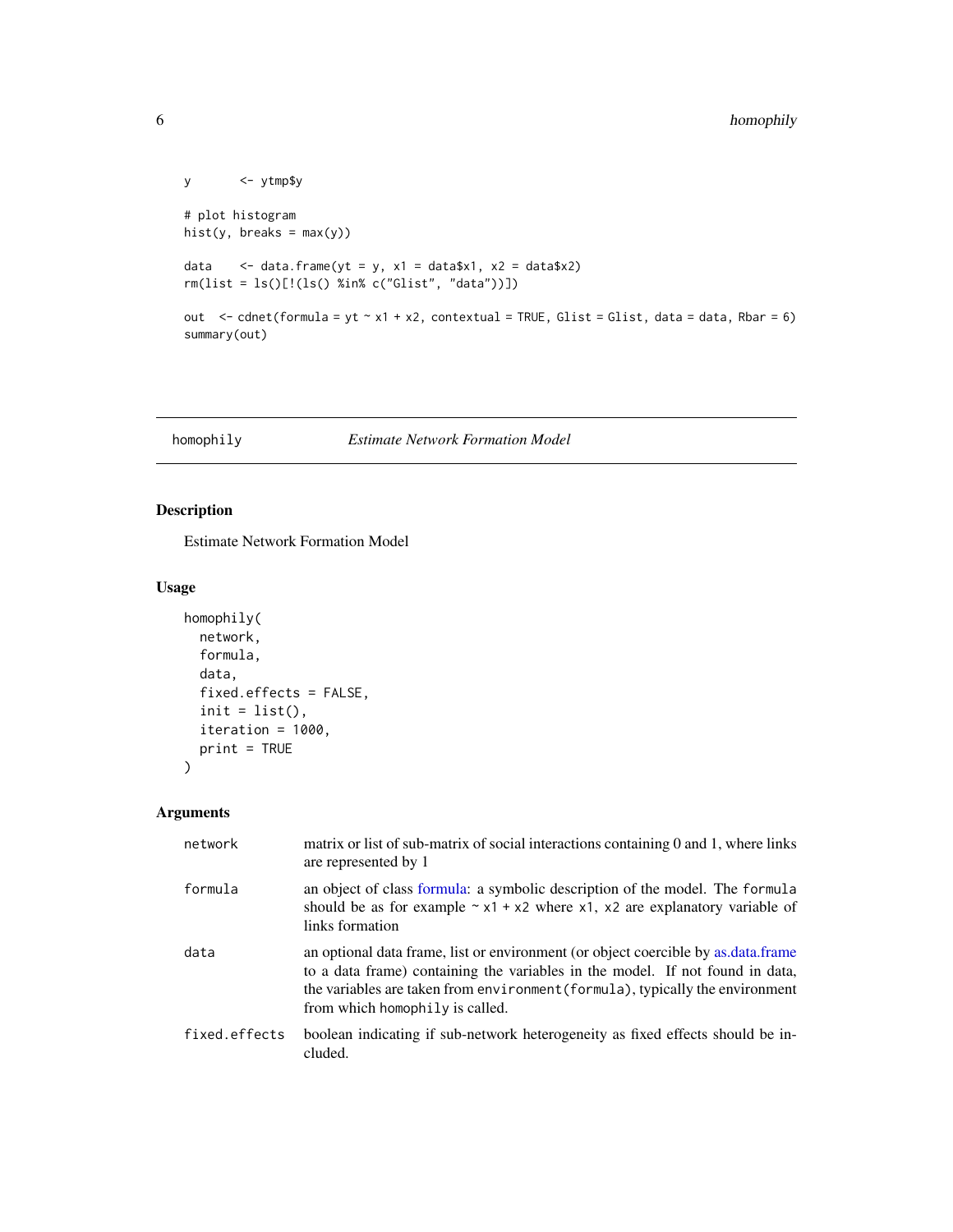```
y       <- ytmp$y

# plot histogram
hist(y, breaks = max(y))

data    <- data.frame(yt = y, x1 = data$x1, x2 = data$x2)
rm(list = ls()[!(ls() %in% c("Glist", "data"))])

out  <- cdnet(formula = yt ~ x1 + x2, contextual = TRUE, Glist = Glist, data = data, Rbar = 6)
summary(out)
```

## homophily — *Estimate Network Formation Model*

### Description

Estimate Network Formation Model

### Usage

```
homophily(
  network,
  formula,
  data,
  fixed.effects = FALSE,
  init = list(),
  iteration = 1000,
  print = TRUE
)
```

### Arguments

| Argument | Description |
|---|---|
| `network` | matrix or list of sub-matrix of social interactions containing 0 and 1, where links are represented by 1 |
| `formula` | an object of class formula: a symbolic description of the model. The `formula` should be as for example `~ x1 + x2` where `x1`, `x2` are explanatory variable of links formation |
| `data` | an optional data frame, list or environment (or object coercible by as.data.frame to a data frame) containing the variables in the model. If not found in data, the variables are taken from `environment(formula)`, typically the environment from which `homophily` is called. |
| `fixed.effects` | boolean indicating if sub-network heterogeneity as fixed effects should be included. |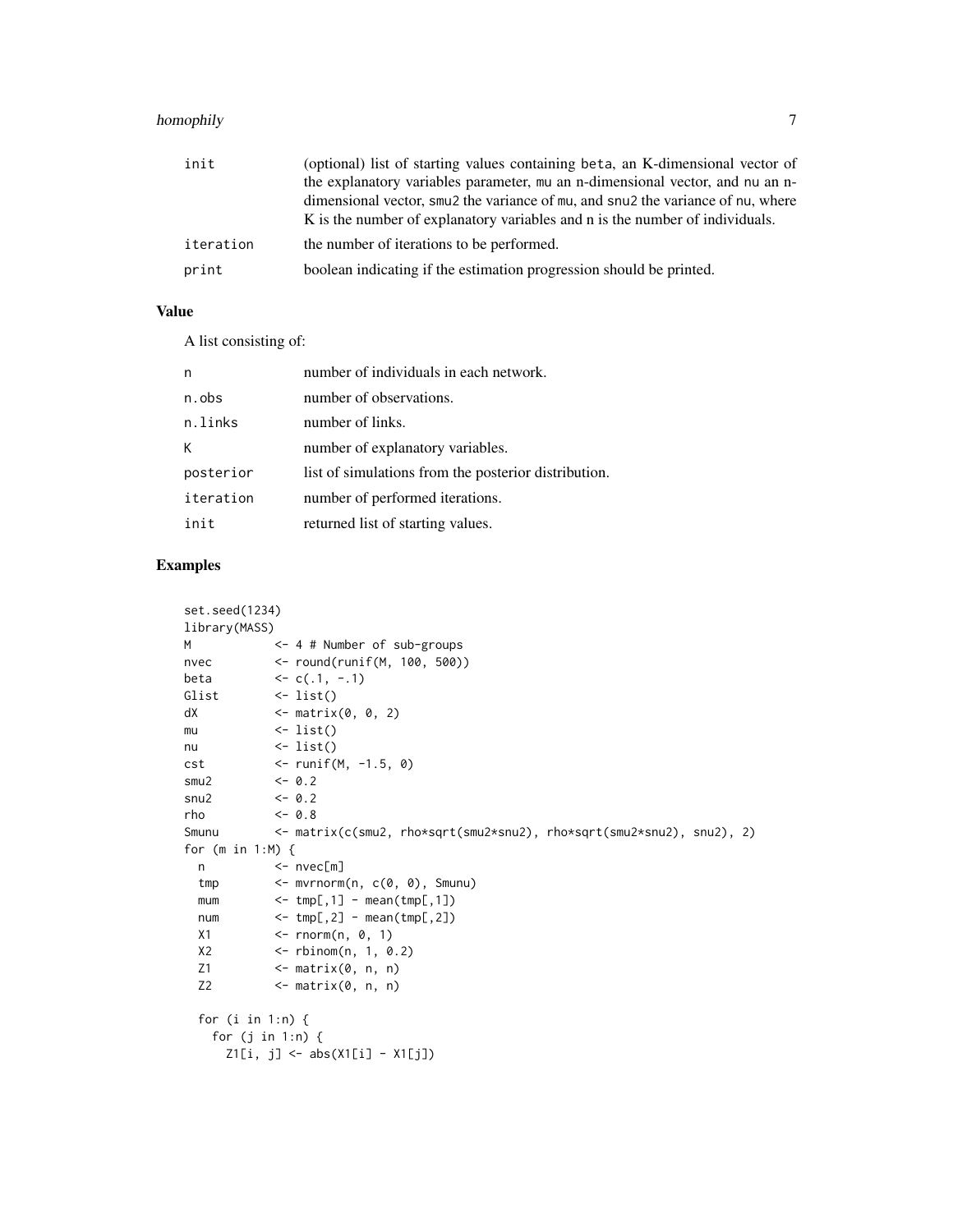| | |
|---|---|
| init | (optional) list of starting values containing beta, an K-dimensional vector of the explanatory variables parameter, mu an n-dimensional vector, and nu an n-dimensional vector, smu2 the variance of mu, and snu2 the variance of nu, where K is the number of explanatory variables and n is the number of individuals. |
| iteration | the number of iterations to be performed. |
| print | boolean indicating if the estimation progression should be printed. |

## Value

A list consisting of:

| | |
|---|---|
| n | number of individuals in each network. |
| n.obs | number of observations. |
| n.links | number of links. |
| K | number of explanatory variables. |
| posterior | list of simulations from the posterior distribution. |
| iteration | number of performed iterations. |
| init | returned list of starting values. |

## Examples

```
set.seed(1234)
library(MASS)
M           <- 4 # Number of sub-groups
nvec        <- round(runif(M, 100, 500))
beta        <- c(.1, -.1)
Glist       <- list()
dX          <- matrix(0, 0, 2)
mu          <- list()
nu          <- list()
cst         <- runif(M, -1.5, 0)
smu2        <- 0.2
snu2        <- 0.2
rho         <- 0.8
Smunu       <- matrix(c(smu2, rho*sqrt(smu2*snu2), rho*sqrt(smu2*snu2), snu2), 2)
for (m in 1:M) {
  n         <- nvec[m]
  tmp       <- mvrnorm(n, c(0, 0), Smunu)
  mum       <- tmp[,1] - mean(tmp[,1])
  num       <- tmp[,2] - mean(tmp[,2])
  X1        <- rnorm(n, 0, 1)
  X2        <- rbinom(n, 1, 0.2)
  Z1        <- matrix(0, n, n)
  Z2        <- matrix(0, n, n)

  for (i in 1:n) {
    for (j in 1:n) {
      Z1[i, j] <- abs(X1[i] - X1[j])
```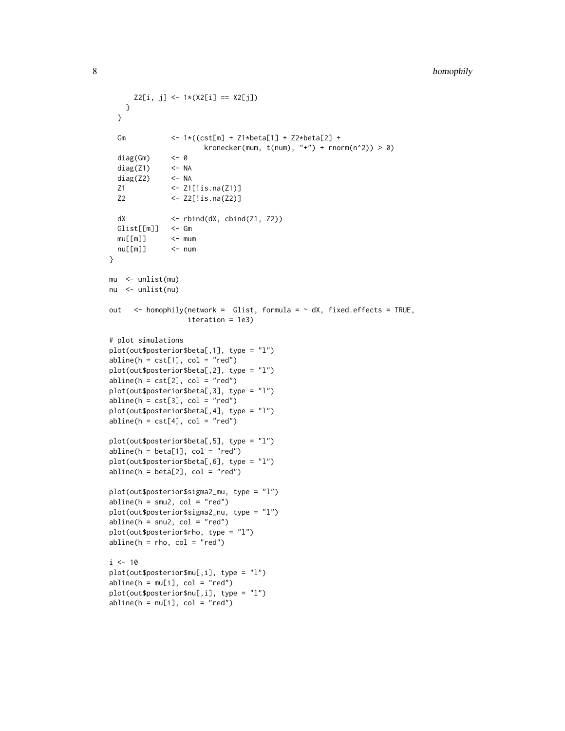```
      Z2[i, j] <- 1*(X2[i] == X2[j])
    }
  }

  Gm          <- 1*((cst[m] + Z1*beta[1] + Z2*beta[2] +
                     kronecker(mum, t(num), "+") + rnorm(n^2)) > 0)
  diag(Gm)    <- 0
  diag(Z1)    <- NA
  diag(Z2)    <- NA
  Z1          <- Z1[!is.na(Z1)]
  Z2          <- Z2[!is.na(Z2)]

  dX          <- rbind(dX, cbind(Z1, Z2))
  Glist[[m]]  <- Gm
  mu[[m]]     <- mum
  nu[[m]]     <- num
}

mu  <- unlist(mu)
nu  <- unlist(nu)

out   <- homophily(network =  Glist, formula = ~ dX, fixed.effects = TRUE,
                   iteration = 1e3)

# plot simulations
plot(out$posterior$beta[,1], type = "l")
abline(h = cst[1], col = "red")
plot(out$posterior$beta[,2], type = "l")
abline(h = cst[2], col = "red")
plot(out$posterior$beta[,3], type = "l")
abline(h = cst[3], col = "red")
plot(out$posterior$beta[,4], type = "l")
abline(h = cst[4], col = "red")

plot(out$posterior$beta[,5], type = "l")
abline(h = beta[1], col = "red")
plot(out$posterior$beta[,6], type = "l")
abline(h = beta[2], col = "red")

plot(out$posterior$sigma2_mu, type = "l")
abline(h = smu2, col = "red")
plot(out$posterior$sigma2_nu, type = "l")
abline(h = snu2, col = "red")
plot(out$posterior$rho, type = "l")
abline(h = rho, col = "red")

i <- 10
plot(out$posterior$mu[,i], type = "l")
abline(h = mu[i], col = "red")
plot(out$posterior$nu[,i], type = "l")
abline(h = nu[i], col = "red")
```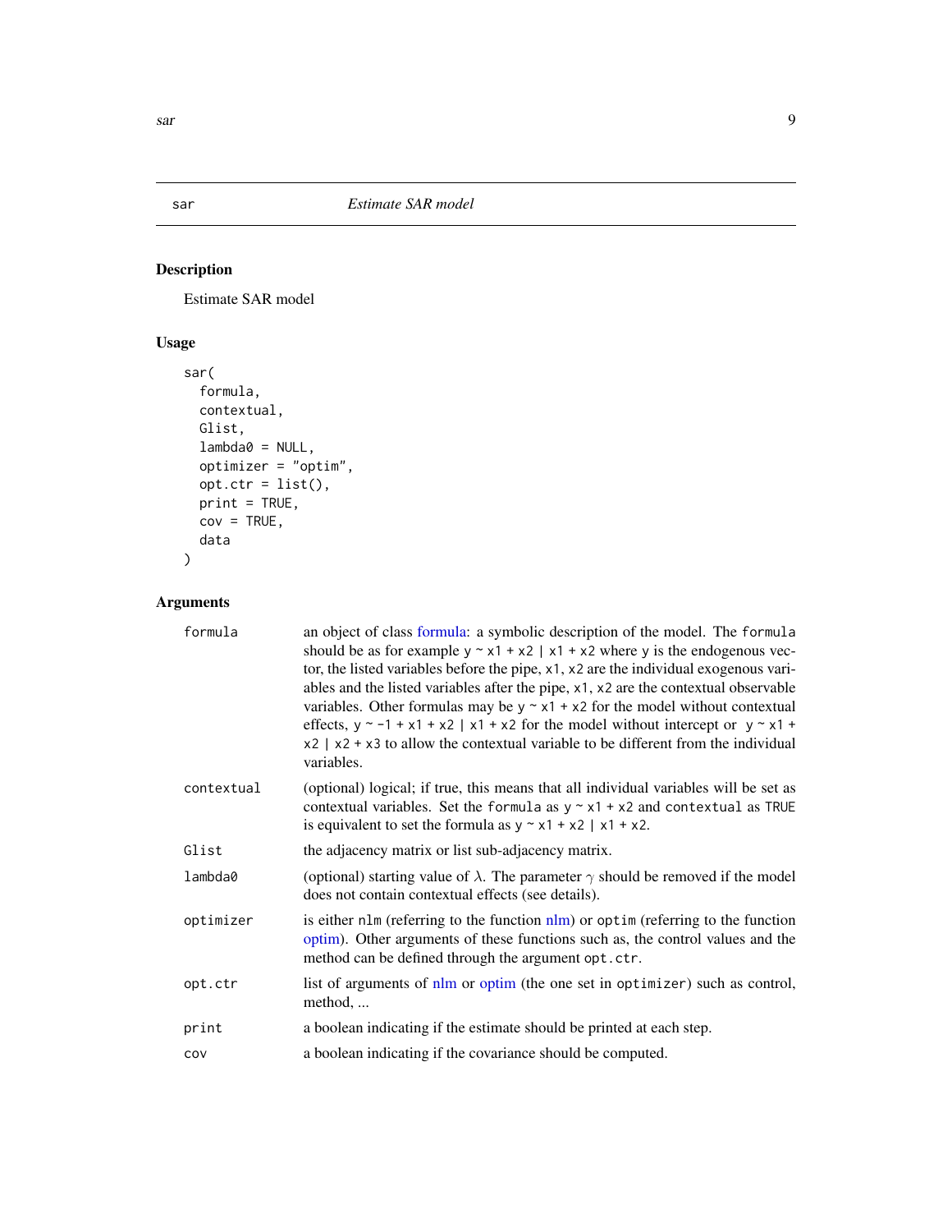## sar — *Estimate SAR model*

### Description

Estimate SAR model

### Usage

```
sar(
  formula,
  contextual,
  Glist,
  lambda0 = NULL,
  optimizer = "optim",
  opt.ctr = list(),
  print = TRUE,
  cov = TRUE,
  data
)
```

### Arguments

| Argument | Description |
|---|---|
| `formula` | an object of class formula: a symbolic description of the model. The `formula` should be as for example `y ~ x1 + x2 | x1 + x2` where `y` is the endogenous vector, the listed variables before the pipe, `x1`, `x2` are the individual exogenous variables and the listed variables after the pipe, `x1`, `x2` are the contextual observable variables. Other formulas may be `y ~ x1 + x2` for the model without contextual effects, `y ~ -1 + x1 + x2 | x1 + x2` for the model without intercept or `y ~ x1 + x2 | x2 + x3` to allow the contextual variable to be different from the individual variables. |
| `contextual` | (optional) logical; if true, this means that all individual variables will be set as contextual variables. Set the `formula` as `y ~ x1 + x2` and `contextual` as `TRUE` is equivalent to set the formula as `y ~ x1 + x2 | x1 + x2`. |
| `Glist` | the adjacency matrix or list sub-adjacency matrix. |
| `lambda0` | (optional) starting value of $\lambda$. The parameter $\gamma$ should be removed if the model does not contain contextual effects (see details). |
| `optimizer` | is either `nlm` (referring to the function nlm) or `optim` (referring to the function optim). Other arguments of these functions such as, the control values and the method can be defined through the argument `opt.ctr`. |
| `opt.ctr` | list of arguments of nlm or optim (the one set in `optimizer`) such as control, method, ... |
| `print` | a boolean indicating if the estimate should be printed at each step. |
| `cov` | a boolean indicating if the covariance should be computed. |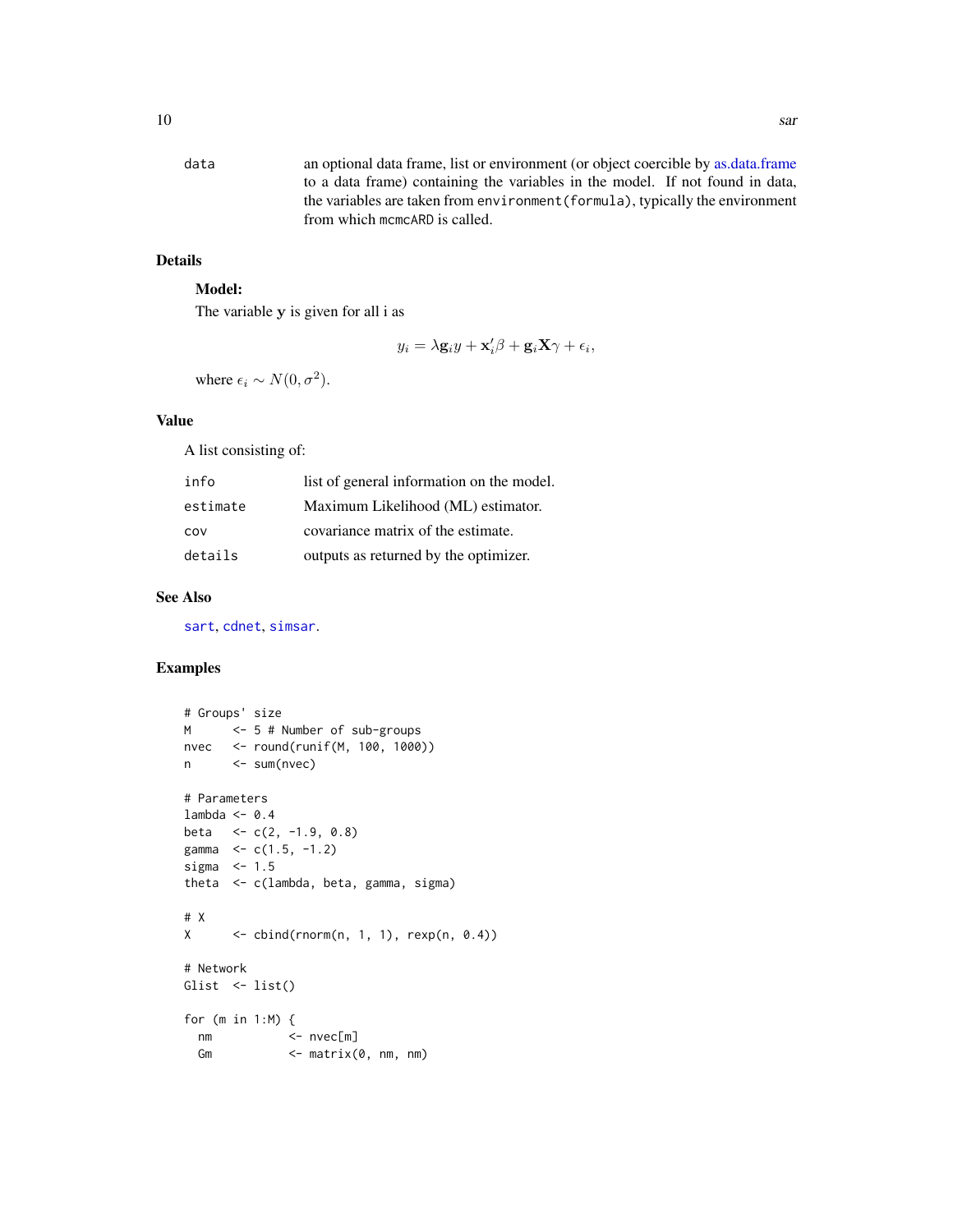| | |
|---|---|
| data | an optional data frame, list or environment (or object coercible by as.data.frame to a data frame) containing the variables in the model. If not found in data, the variables are taken from environment(formula), typically the environment from which mcmcARD is called. |

## Details

**Model:**

The variable $\mathbf{y}$ is given for all i as

$$y_i = \lambda \mathbf{g}_i y + \mathbf{x}_i'\beta + \mathbf{g}_i \mathbf{X}\gamma + \epsilon_i,$$

where $\epsilon_i \sim N(0, \sigma^2)$.

## Value

A list consisting of:

| | |
|---|---|
| info | list of general information on the model. |
| estimate | Maximum Likelihood (ML) estimator. |
| cov | covariance matrix of the estimate. |
| details | outputs as returned by the optimizer. |

## See Also

sart, cdnet, simsar.

## Examples

```
# Groups' size
M      <- 5 # Number of sub-groups
nvec   <- round(runif(M, 100, 1000))
n      <- sum(nvec)

# Parameters
lambda <- 0.4
beta   <- c(2, -1.9, 0.8)
gamma  <- c(1.5, -1.2)
sigma  <- 1.5
theta  <- c(lambda, beta, gamma, sigma)

# X
X      <- cbind(rnorm(n, 1, 1), rexp(n, 0.4))

# Network
Glist  <- list()

for (m in 1:M) {
  nm           <- nvec[m]
  Gm           <- matrix(0, nm, nm)
```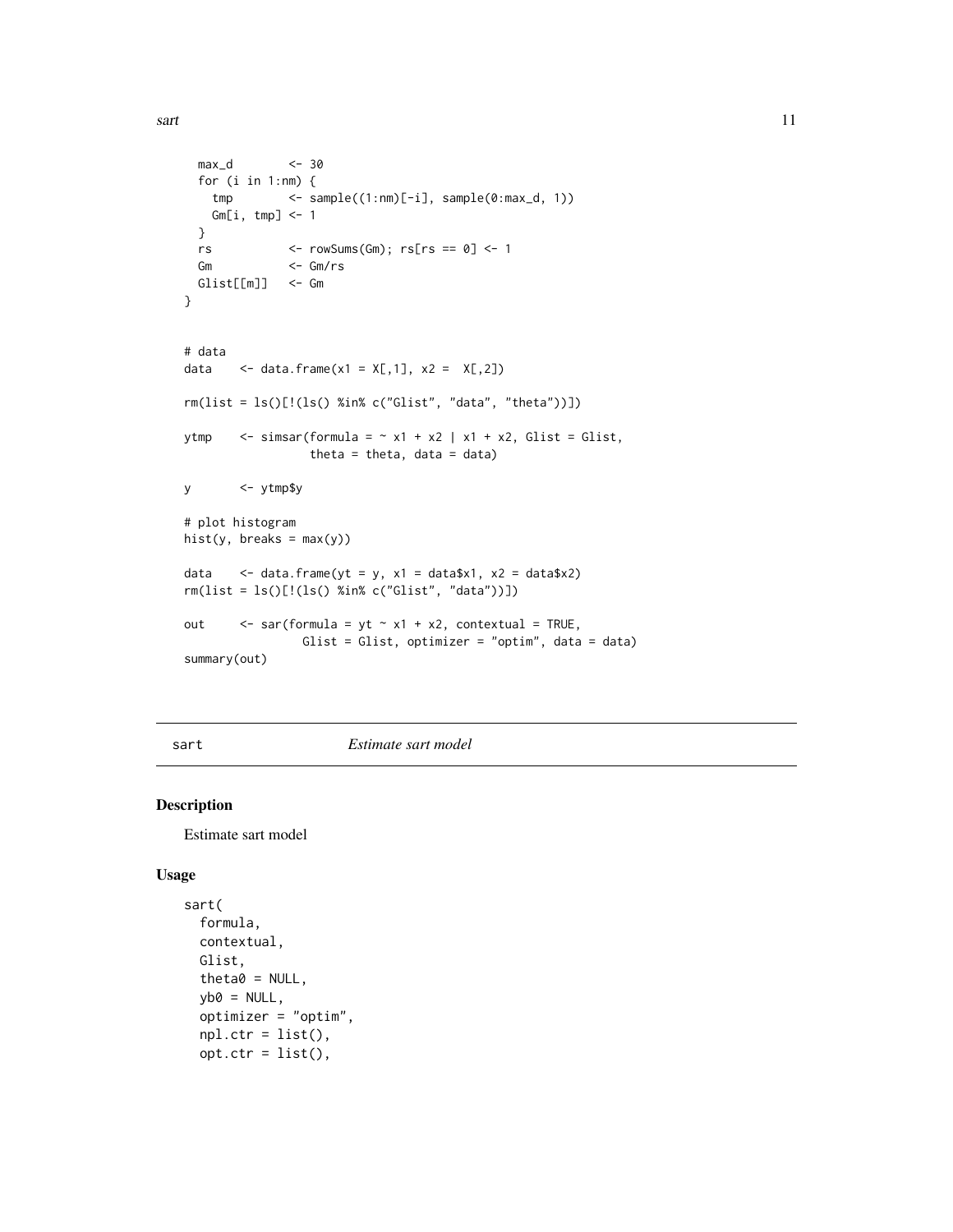```
  max_d        <- 30
  for (i in 1:nm) {
    tmp        <- sample((1:nm)[-i], sample(0:max_d, 1))
    Gm[i, tmp] <- 1
  }
  rs           <- rowSums(Gm); rs[rs == 0] <- 1
  Gm           <- Gm/rs
  Glist[[m]]   <- Gm
}


# data
data    <- data.frame(x1 = X[,1], x2 =  X[,2])

rm(list = ls()[!(ls() %in% c("Glist", "data", "theta"))])

ytmp    <- simsar(formula = ~ x1 + x2 | x1 + x2, Glist = Glist,
                  theta = theta, data = data)

y       <- ytmp$y

# plot histogram
hist(y, breaks = max(y))

data    <- data.frame(yt = y, x1 = data$x1, x2 = data$x2)
rm(list = ls()[!(ls() %in% c("Glist", "data"))])

out     <- sar(formula = yt ~ x1 + x2, contextual = TRUE,
               Glist = Glist, optimizer = "optim", data = data)
summary(out)
```

## sart — *Estimate sart model*

### Description

Estimate sart model

### Usage

```
sart(
  formula,
  contextual,
  Glist,
  theta0 = NULL,
  yb0 = NULL,
  optimizer = "optim",
  npl.ctr = list(),
  opt.ctr = list(),
```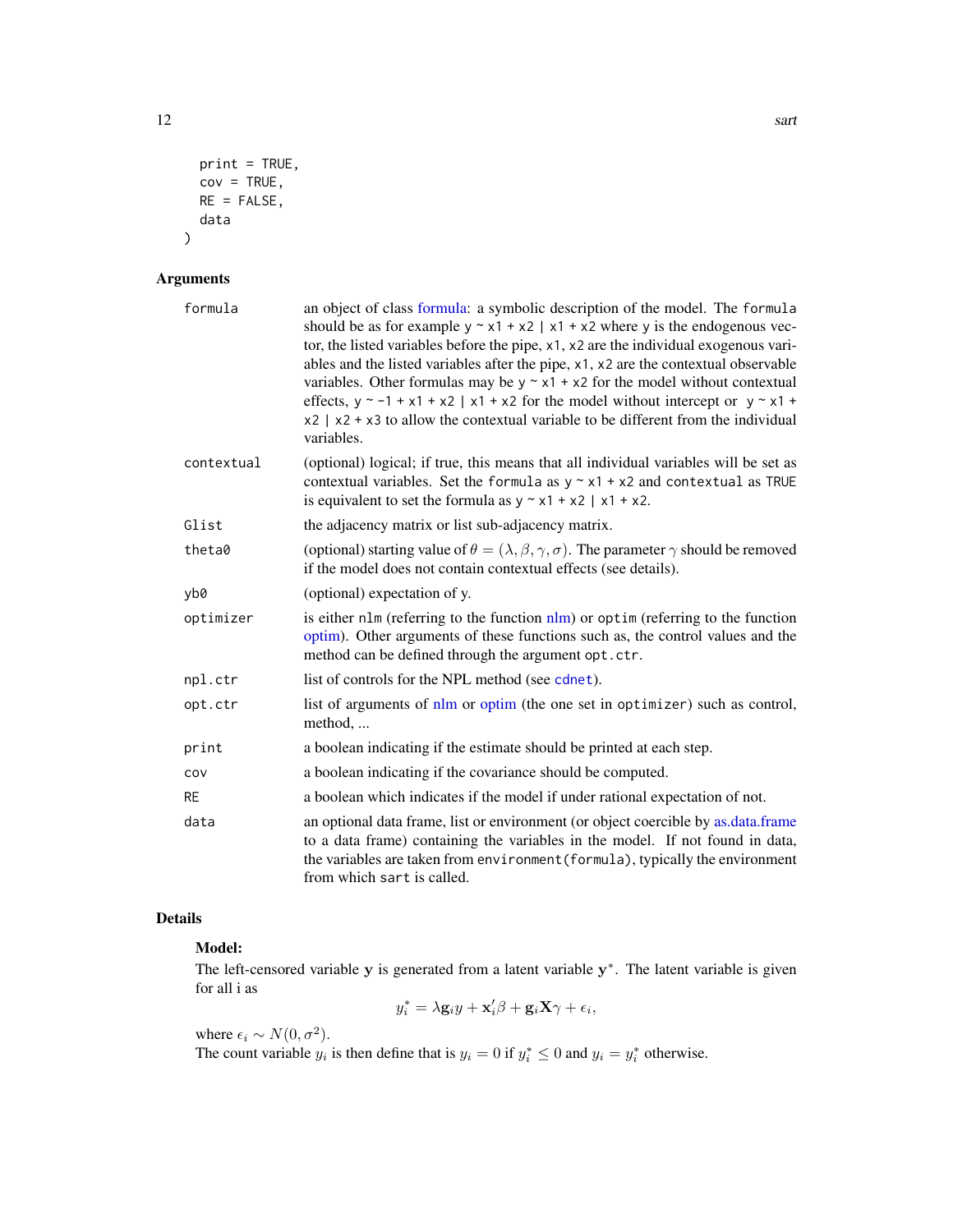```
  print = TRUE,
  cov = TRUE,
  RE = FALSE,
  data
)
```

## Arguments

| | |
|---|---|
| formula | an object of class formula: a symbolic description of the model. The formula should be as for example `y ~ x1 + x2 | x1 + x2` where y is the endogenous vector, the listed variables before the pipe, x1, x2 are the individual exogenous variables and the listed variables after the pipe, x1, x2 are the contextual observable variables. Other formulas may be `y ~ x1 + x2` for the model without contextual effects, `y ~ -1 + x1 + x2 | x1 + x2` for the model without intercept or `y ~ x1 + x2 | x2 + x3` to allow the contextual variable to be different from the individual variables. |
| contextual | (optional) logical; if true, this means that all individual variables will be set as contextual variables. Set the formula as `y ~ x1 + x2` and contextual as TRUE is equivalent to set the formula as `y ~ x1 + x2 | x1 + x2`. |
| Glist | the adjacency matrix or list sub-adjacency matrix. |
| theta0 | (optional) starting value of $\theta = (\lambda, \beta, \gamma, \sigma)$. The parameter $\gamma$ should be removed if the model does not contain contextual effects (see details). |
| yb0 | (optional) expectation of y. |
| optimizer | is either nlm (referring to the function nlm) or optim (referring to the function optim). Other arguments of these functions such as, the control values and the method can be defined through the argument opt.ctr. |
| npl.ctr | list of controls for the NPL method (see cdnet). |
| opt.ctr | list of arguments of nlm or optim (the one set in optimizer) such as control, method, ... |
| print | a boolean indicating if the estimate should be printed at each step. |
| cov | a boolean indicating if the covariance should be computed. |
| RE | a boolean which indicates if the model if under rational expectation of not. |
| data | an optional data frame, list or environment (or object coercible by as.data.frame to a data frame) containing the variables in the model. If not found in data, the variables are taken from environment(formula), typically the environment from which sart is called. |

## Details

### Model:

The left-censored variable $\mathbf{y}$ is generated from a latent variable $\mathbf{y}^*$. The latent variable is given for all i as

$$y_i^* = \lambda \mathbf{g}_i y + \mathbf{x}_i'\beta + \mathbf{g}_i \mathbf{X}\gamma + \epsilon_i,$$

where $\epsilon_i \sim N(0, \sigma^2)$.
The count variable $y_i$ is then define that is $y_i = 0$ if $y_i^* \leq 0$ and $y_i = y_i^*$ otherwise.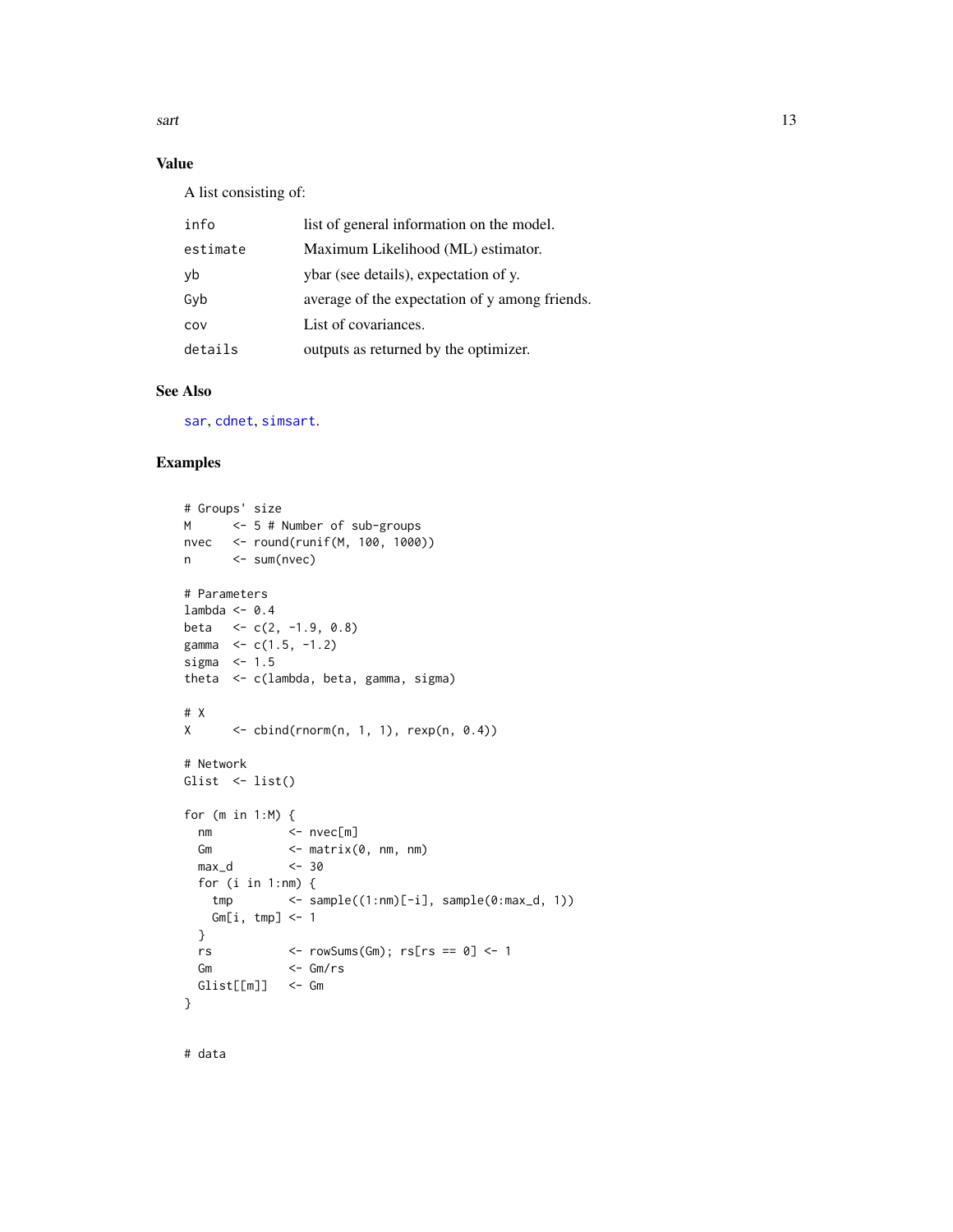## Value

A list consisting of:

| | |
|---|---|
| info | list of general information on the model. |
| estimate | Maximum Likelihood (ML) estimator. |
| yb | ybar (see details), expectation of y. |
| Gyb | average of the expectation of y among friends. |
| cov | List of covariances. |
| details | outputs as returned by the optimizer. |

## See Also

sar, cdnet, simsart.

## Examples

```
# Groups' size
M      <- 5 # Number of sub-groups
nvec   <- round(runif(M, 100, 1000))
n      <- sum(nvec)

# Parameters
lambda <- 0.4
beta   <- c(2, -1.9, 0.8)
gamma  <- c(1.5, -1.2)
sigma  <- 1.5
theta  <- c(lambda, beta, gamma, sigma)

# X
X      <- cbind(rnorm(n, 1, 1), rexp(n, 0.4))

# Network
Glist  <- list()

for (m in 1:M) {
  nm           <- nvec[m]
  Gm           <- matrix(0, nm, nm)
  max_d        <- 30
  for (i in 1:nm) {
    tmp        <- sample((1:nm)[-i], sample(0:max_d, 1))
    Gm[i, tmp] <- 1
  }
  rs           <- rowSums(Gm); rs[rs == 0] <- 1
  Gm           <- Gm/rs
  Glist[[m]]   <- Gm
}


# data
```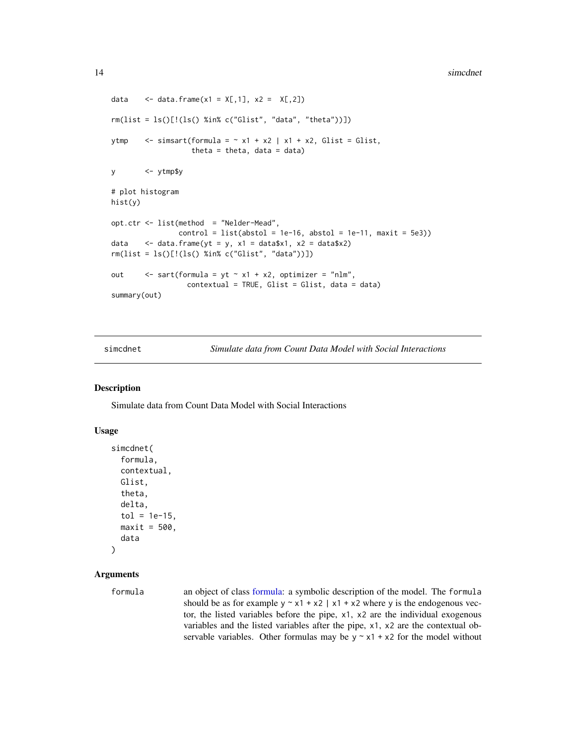```
data    <- data.frame(x1 = X[,1], x2 =  X[,2])

rm(list = ls()[!(ls() %in% c("Glist", "data", "theta"))])

ytmp    <- simsart(formula = ~ x1 + x2 | x1 + x2, Glist = Glist,
                   theta = theta, data = data)

y       <- ytmp$y

# plot histogram
hist(y)

opt.ctr <- list(method  = "Nelder-Mead",
                control = list(abstol = 1e-16, abstol = 1e-11, maxit = 5e3))
data    <- data.frame(yt = y, x1 = data$x1, x2 = data$x2)
rm(list = ls()[!(ls() %in% c("Glist", "data"))])

out     <- sart(formula = yt ~ x1 + x2, optimizer = "nlm",
                  contextual = TRUE, Glist = Glist, data = data)
summary(out)
```

## simcdnet — *Simulate data from Count Data Model with Social Interactions*

### Description

Simulate data from Count Data Model with Social Interactions

### Usage

```
simcdnet(
  formula,
  contextual,
  Glist,
  theta,
  delta,
  tol = 1e-15,
  maxit = 500,
  data
)
```

### Arguments

formula — an object of class formula: a symbolic description of the model. The `formula` should be as for example `y ~ x1 + x2 | x1 + x2` where `y` is the endogenous vector, the listed variables before the pipe, `x1`, `x2` are the individual exogenous variables and the listed variables after the pipe, `x1`, `x2` are the contextual observable variables. Other formulas may be `y ~ x1 + x2` for the model without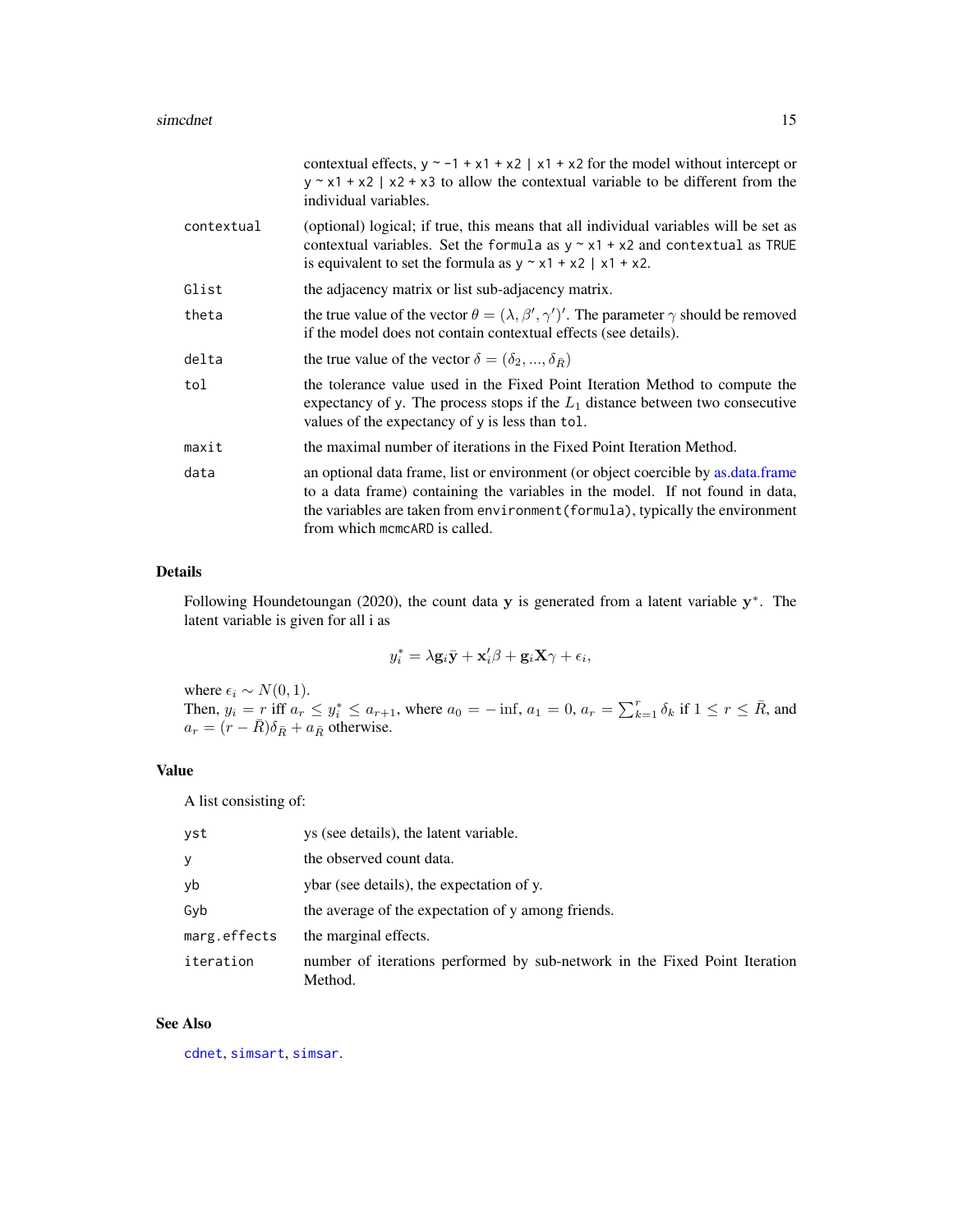| | |
|---|---|
| | contextual effects, `y ~ -1 + x1 + x2 | x1 + x2` for the model without intercept or `y ~ x1 + x2 | x2 + x3` to allow the contextual variable to be different from the individual variables. |
| `contextual` | (optional) logical; if true, this means that all individual variables will be set as contextual variables. Set the `formula` as `y ~ x1 + x2` and `contextual` as `TRUE` is equivalent to set the formula as `y ~ x1 + x2 | x1 + x2`. |
| `Glist` | the adjacency matrix or list sub-adjacency matrix. |
| `theta` | the true value of the vector $\theta = (\lambda, \beta', \gamma')'$. The parameter $\gamma$ should be removed if the model does not contain contextual effects (see details). |
| `delta` | the true value of the vector $\delta = (\delta_2, ..., \delta_{\bar{R}})$ |
| `tol` | the tolerance value used in the Fixed Point Iteration Method to compute the expectancy of `y`. The process stops if the $L_1$ distance between two consecutive values of the expectancy of `y` is less than `tol`. |
| `maxit` | the maximal number of iterations in the Fixed Point Iteration Method. |
| `data` | an optional data frame, list or environment (or object coercible by as.data.frame to a data frame) containing the variables in the model. If not found in data, the variables are taken from `environment(formula)`, typically the environment from which `mcmcARD` is called. |

## Details

Following Houndetoungan (2020), the count data $\mathbf{y}$ is generated from a latent variable $\mathbf{y}^*$. The latent variable is given for all i as

$$y_i^* = \lambda \mathbf{g}_i \bar{\mathbf{y}} + \mathbf{x}_i' \beta + \mathbf{g}_i \mathbf{X} \gamma + \epsilon_i,$$

where $\epsilon_i \sim N(0, 1)$.
Then, $y_i = r$ iff $a_r \leq y_i^* \leq a_{r+1}$, where $a_0 = -\inf$, $a_1 = 0$, $a_r = \sum_{k=1}^{r} \delta_k$ if $1 \leq r \leq \bar{R}$, and $a_r = (r - \bar{R})\delta_{\bar{R}} + a_{\bar{R}}$ otherwise.

## Value

A list consisting of:

| | |
|---|---|
| `yst` | ys (see details), the latent variable. |
| `y` | the observed count data. |
| `yb` | ybar (see details), the expectation of y. |
| `Gyb` | the average of the expectation of y among friends. |
| `marg.effects` | the marginal effects. |
| `iteration` | number of iterations performed by sub-network in the Fixed Point Iteration Method. |

## See Also

`cdnet`, `simsart`, `simsar`.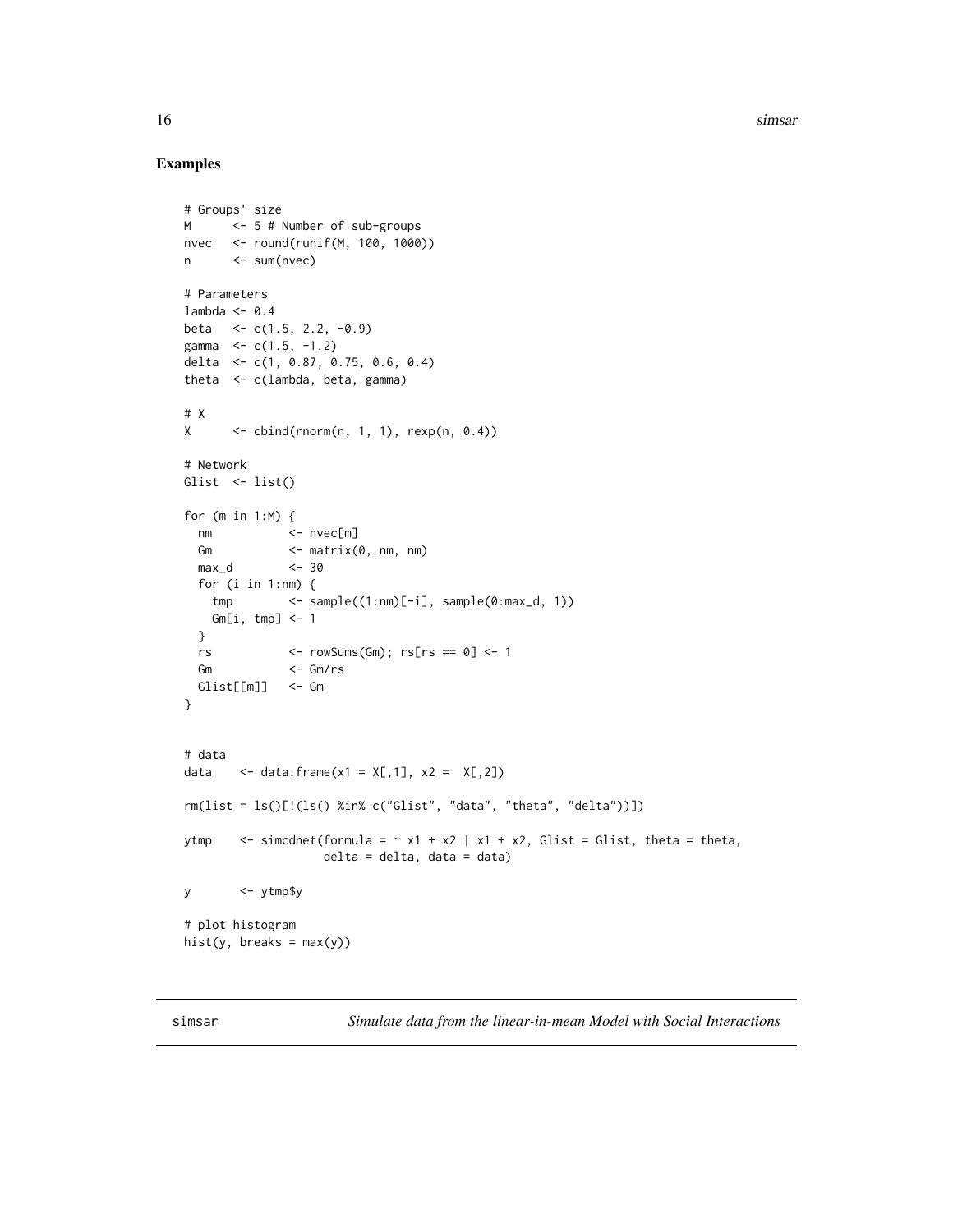## Examples

```
# Groups' size
M      <- 5 # Number of sub-groups
nvec   <- round(runif(M, 100, 1000))
n      <- sum(nvec)

# Parameters
lambda <- 0.4
beta   <- c(1.5, 2.2, -0.9)
gamma  <- c(1.5, -1.2)
delta  <- c(1, 0.87, 0.75, 0.6, 0.4)
theta  <- c(lambda, beta, gamma)

# X
X      <- cbind(rnorm(n, 1, 1), rexp(n, 0.4))

# Network
Glist  <- list()

for (m in 1:M) {
  nm           <- nvec[m]
  Gm           <- matrix(0, nm, nm)
  max_d        <- 30
  for (i in 1:nm) {
    tmp        <- sample((1:nm)[-i], sample(0:max_d, 1))
    Gm[i, tmp] <- 1
  }
  rs           <- rowSums(Gm); rs[rs == 0] <- 1
  Gm           <- Gm/rs
  Glist[[m]]   <- Gm
}


# data
data    <- data.frame(x1 = X[,1], x2 =  X[,2])

rm(list = ls()[!(ls() %in% c("Glist", "data", "theta", "delta"))])

ytmp    <- simcdnet(formula = ~ x1 + x2 | x1 + x2, Glist = Glist, theta = theta,
                    delta = delta, data = data)

y       <- ytmp$y

# plot histogram
hist(y, breaks = max(y))
```

---

simsar — *Simulate data from the linear-in-mean Model with Social Interactions*

---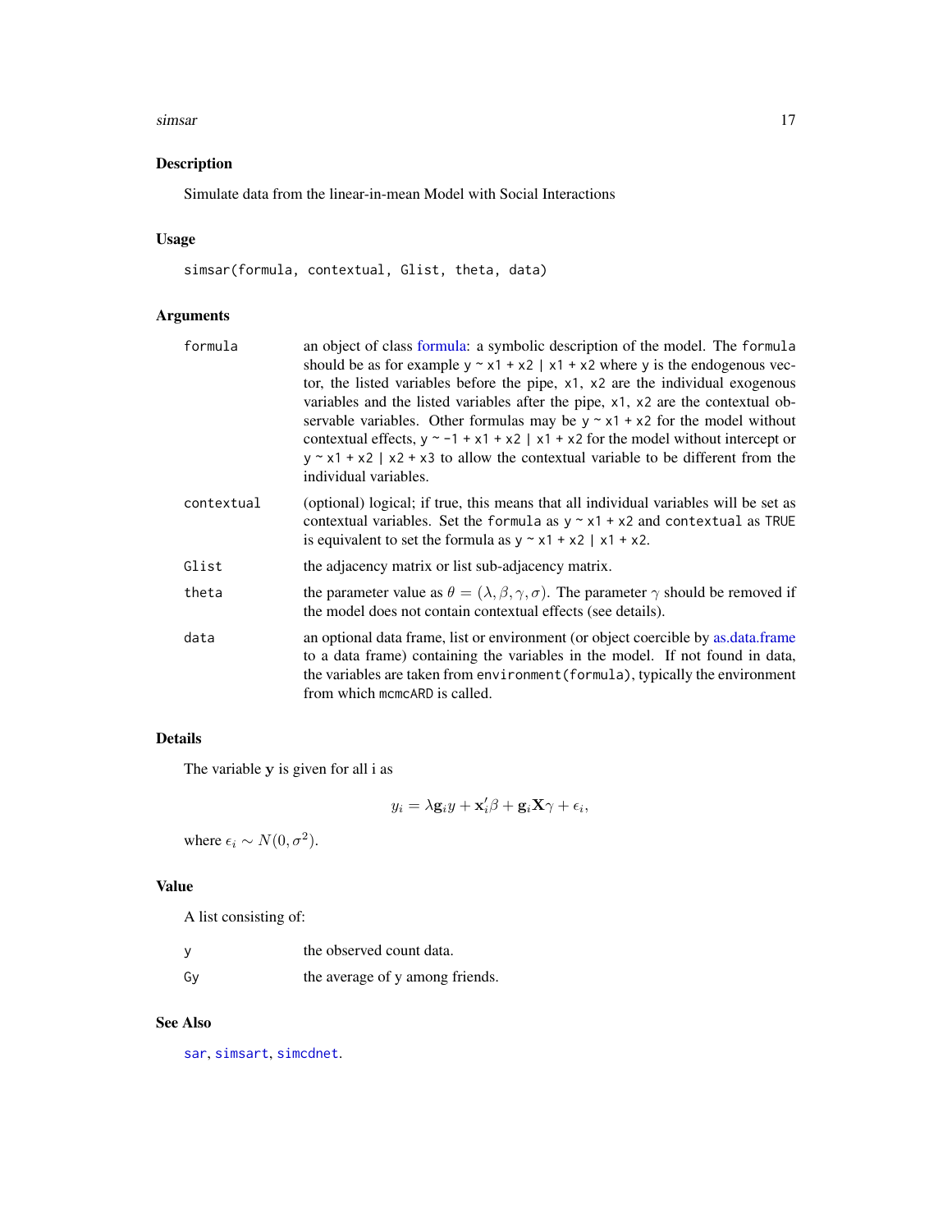## Description

Simulate data from the linear-in-mean Model with Social Interactions

## Usage

```
simsar(formula, contextual, Glist, theta, data)
```

## Arguments

| | |
|---|---|
| formula | an object of class formula: a symbolic description of the model. The `formula` should be as for example `y ~ x1 + x2 | x1 + x2` where `y` is the endogenous vector, the listed variables before the pipe, `x1`, `x2` are the individual exogenous variables and the listed variables after the pipe, `x1`, `x2` are the contextual observable variables. Other formulas may be `y ~ x1 + x2` for the model without contextual effects, `y ~ -1 + x1 + x2 | x1 + x2` for the model without intercept or `y ~ x1 + x2 | x2 + x3` to allow the contextual variable to be different from the individual variables. |
| contextual | (optional) logical; if true, this means that all individual variables will be set as contextual variables. Set the `formula` as `y ~ x1 + x2` and `contextual` as `TRUE` is equivalent to set the formula as `y ~ x1 + x2 | x1 + x2`. |
| Glist | the adjacency matrix or list sub-adjacency matrix. |
| theta | the parameter value as $\theta = (\lambda, \beta, \gamma, \sigma)$. The parameter $\gamma$ should be removed if the model does not contain contextual effects (see details). |
| data | an optional data frame, list or environment (or object coercible by as.data.frame to a data frame) containing the variables in the model. If not found in data, the variables are taken from `environment(formula)`, typically the environment from which `mcmcARD` is called. |

## Details

The variable $\mathbf{y}$ is given for all i as

$$y_i = \lambda \mathbf{g}_i y + \mathbf{x}_i' \beta + \mathbf{g}_i \mathbf{X} \gamma + \epsilon_i,$$

where $\epsilon_i \sim N(0, \sigma^2)$.

## Value

A list consisting of:

| | |
|---|---|
| y | the observed count data. |
| Gy | the average of y among friends. |

## See Also

`sar`, `simsart`, `simcdnet`.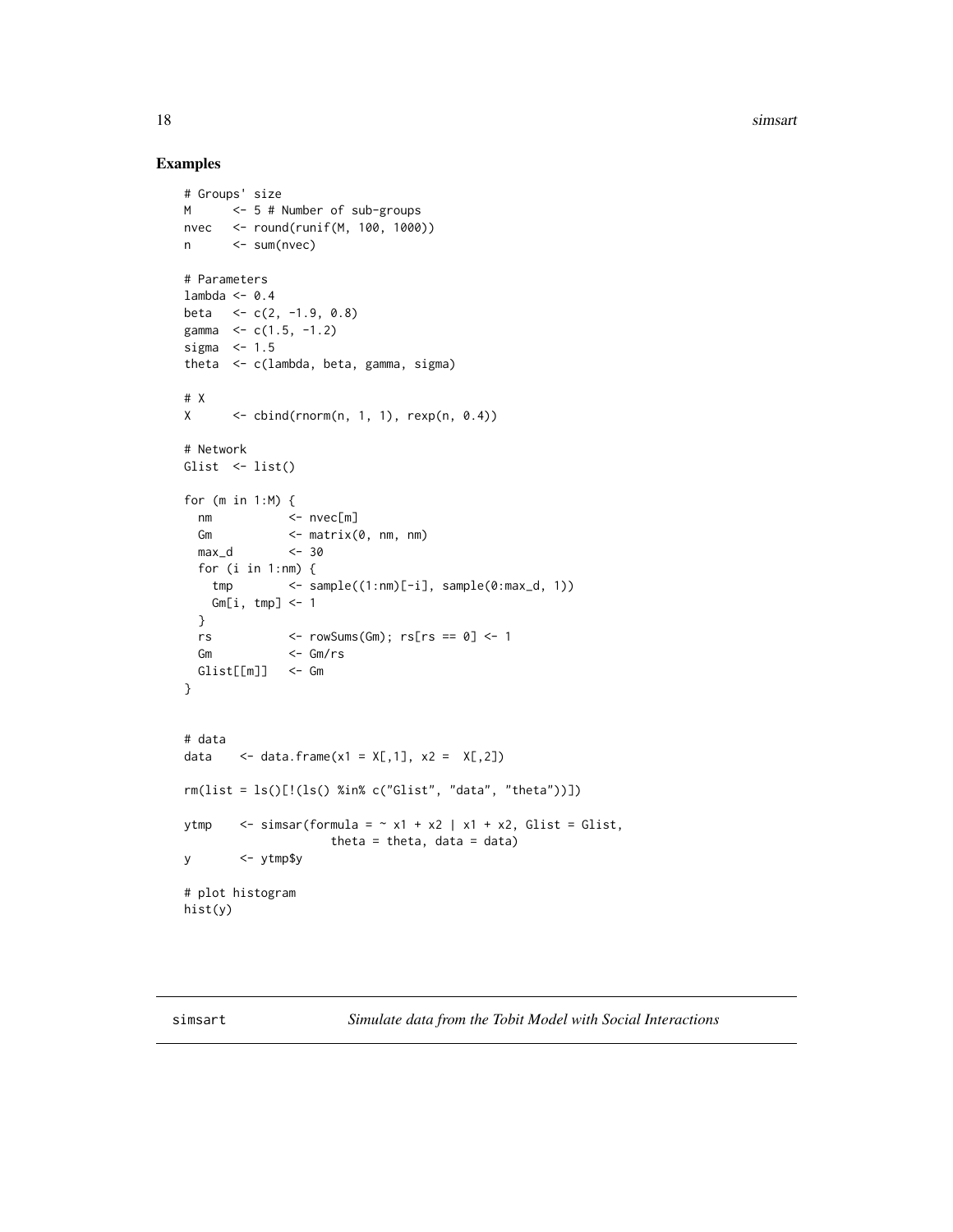## Examples

```
# Groups' size
M      <- 5 # Number of sub-groups
nvec   <- round(runif(M, 100, 1000))
n      <- sum(nvec)

# Parameters
lambda <- 0.4
beta   <- c(2, -1.9, 0.8)
gamma  <- c(1.5, -1.2)
sigma  <- 1.5
theta  <- c(lambda, beta, gamma, sigma)

# X
X      <- cbind(rnorm(n, 1, 1), rexp(n, 0.4))

# Network
Glist  <- list()

for (m in 1:M) {
  nm           <- nvec[m]
  Gm           <- matrix(0, nm, nm)
  max_d        <- 30
  for (i in 1:nm) {
    tmp        <- sample((1:nm)[-i], sample(0:max_d, 1))
    Gm[i, tmp] <- 1
  }
  rs           <- rowSums(Gm); rs[rs == 0] <- 1
  Gm           <- Gm/rs
  Glist[[m]]   <- Gm
}


# data
data    <- data.frame(x1 = X[,1], x2 =  X[,2])

rm(list = ls()[!(ls() %in% c("Glist", "data", "theta"))])

ytmp    <- simsar(formula = ~ x1 + x2 | x1 + x2, Glist = Glist,
                     theta = theta, data = data)
y       <- ytmp$y

# plot histogram
hist(y)
```

---

simsart    *Simulate data from the Tobit Model with Social Interactions*

---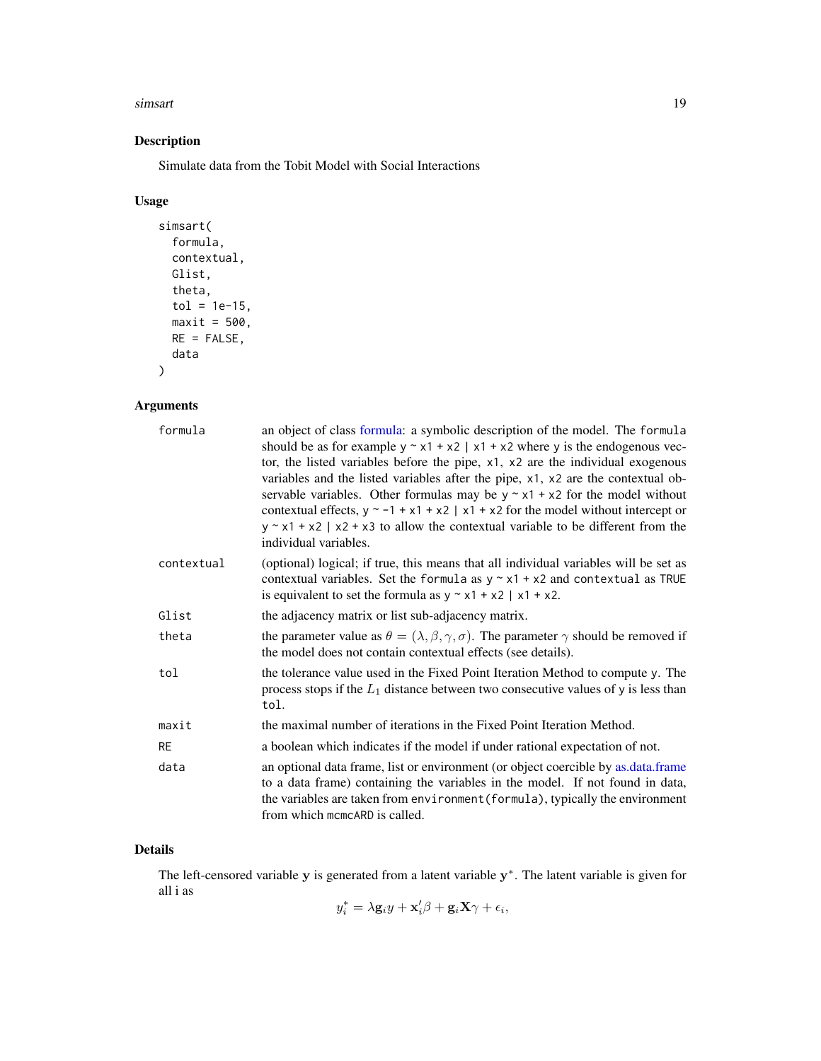## Description

Simulate data from the Tobit Model with Social Interactions

## Usage

```
simsart(
  formula,
  contextual,
  Glist,
  theta,
  tol = 1e-15,
  maxit = 500,
  RE = FALSE,
  data
)
```

## Arguments

| | |
|---|---|
| formula | an object of class formula: a symbolic description of the model. The formula should be as for example `y ~ x1 + x2 | x1 + x2` where y is the endogenous vector, the listed variables before the pipe, x1, x2 are the individual exogenous variables and the listed variables after the pipe, x1, x2 are the contextual observable variables. Other formulas may be `y ~ x1 + x2` for the model without contextual effects, `y ~ -1 + x1 + x2 | x1 + x2` for the model without intercept or `y ~ x1 + x2 | x2 + x3` to allow the contextual variable to be different from the individual variables. |
| contextual | (optional) logical; if true, this means that all individual variables will be set as contextual variables. Set the formula as `y ~ x1 + x2` and contextual as TRUE is equivalent to set the formula as `y ~ x1 + x2 | x1 + x2`. |
| Glist | the adjacency matrix or list sub-adjacency matrix. |
| theta | the parameter value as $\theta = (\lambda, \beta, \gamma, \sigma)$. The parameter $\gamma$ should be removed if the model does not contain contextual effects (see details). |
| tol | the tolerance value used in the Fixed Point Iteration Method to compute y. The process stops if the $L_1$ distance between two consecutive values of y is less than tol. |
| maxit | the maximal number of iterations in the Fixed Point Iteration Method. |
| RE | a boolean which indicates if the model if under rational expectation of not. |
| data | an optional data frame, list or environment (or object coercible by as.data.frame to a data frame) containing the variables in the model. If not found in data, the variables are taken from environment(formula), typically the environment from which mcmcARD is called. |

## Details

The left-censored variable $\mathbf{y}$ is generated from a latent variable $\mathbf{y}^*$. The latent variable is given for all i as

$$y_i^* = \lambda \mathbf{g}_i y + \mathbf{x}_i' \beta + \mathbf{g}_i \mathbf{X} \gamma + \epsilon_i,$$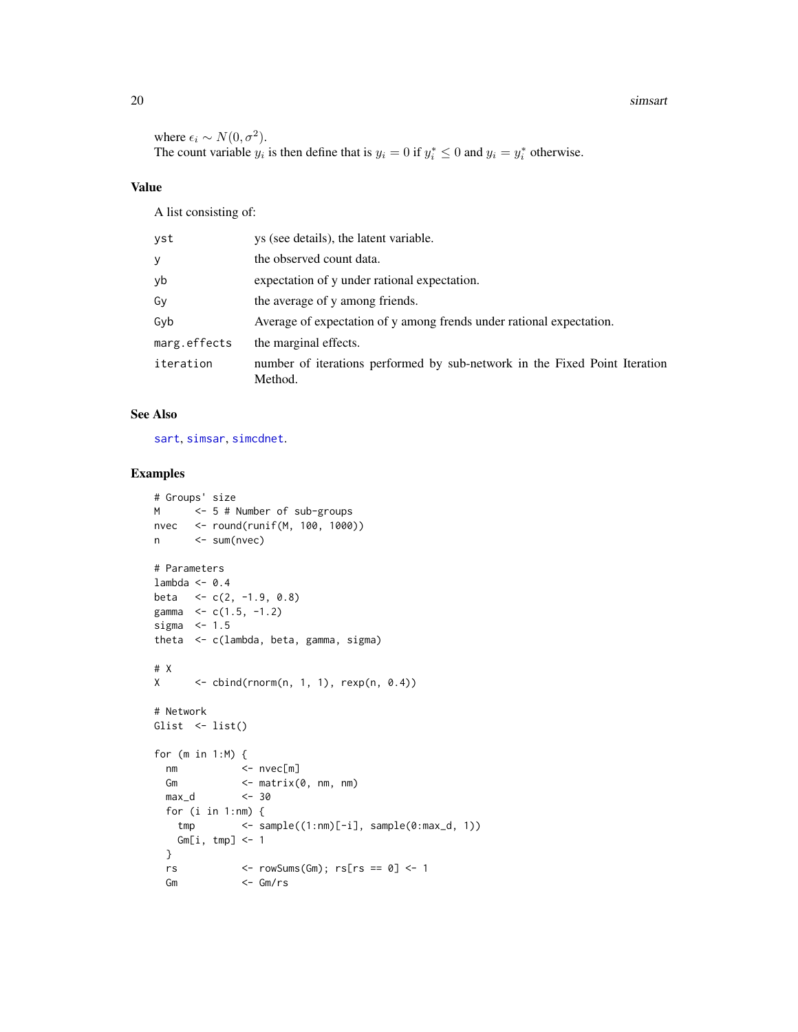where $\epsilon_i \sim N(0, \sigma^2)$.
The count variable $y_i$ is then define that is $y_i = 0$ if $y_i^* \leq 0$ and $y_i = y_i^*$ otherwise.

## Value

A list consisting of:

| | |
|---|---|
| yst | ys (see details), the latent variable. |
| y | the observed count data. |
| yb | expectation of y under rational expectation. |
| Gy | the average of y among friends. |
| Gyb | Average of expectation of y among frends under rational expectation. |
| marg.effects | the marginal effects. |
| iteration | number of iterations performed by sub-network in the Fixed Point Iteration Method. |

## See Also

sart, simsar, simcdnet.

## Examples

```
# Groups' size
M      <- 5 # Number of sub-groups
nvec   <- round(runif(M, 100, 1000))
n      <- sum(nvec)

# Parameters
lambda <- 0.4
beta   <- c(2, -1.9, 0.8)
gamma  <- c(1.5, -1.2)
sigma  <- 1.5
theta  <- c(lambda, beta, gamma, sigma)

# X
X      <- cbind(rnorm(n, 1, 1), rexp(n, 0.4))

# Network
Glist  <- list()

for (m in 1:M) {
  nm           <- nvec[m]
  Gm           <- matrix(0, nm, nm)
  max_d        <- 30
  for (i in 1:nm) {
    tmp        <- sample((1:nm)[-i], sample(0:max_d, 1))
    Gm[i, tmp] <- 1
  }
  rs           <- rowSums(Gm); rs[rs == 0] <- 1
  Gm           <- Gm/rs
```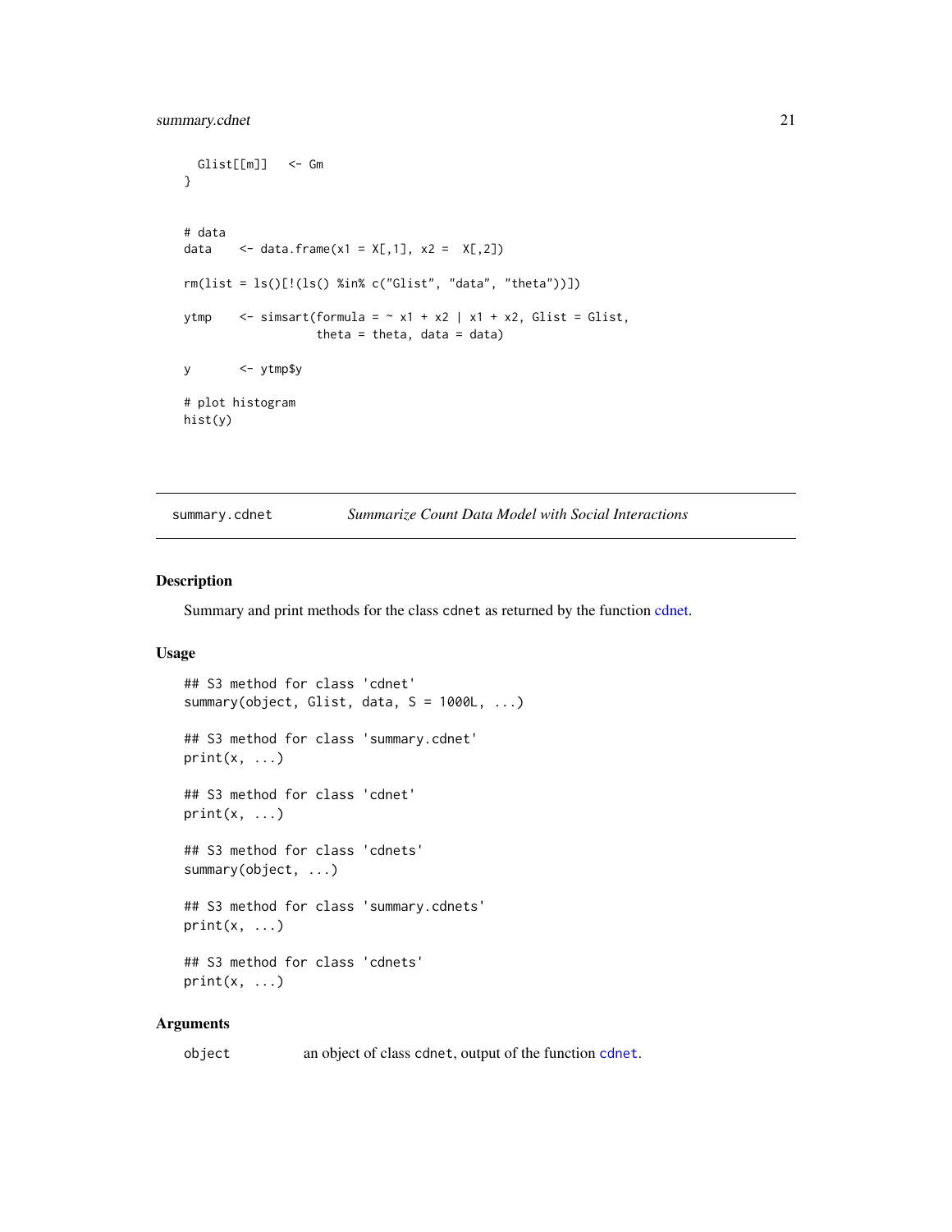```
  Glist[[m]]   <- Gm
}


# data
data    <- data.frame(x1 = X[,1], x2 =  X[,2])

rm(list = ls()[!(ls() %in% c("Glist", "data", "theta"))])

ytmp    <- simsart(formula = ~ x1 + x2 | x1 + x2, Glist = Glist,
                   theta = theta, data = data)

y       <- ytmp$y

# plot histogram
hist(y)
```

## summary.cdnet *Summarize Count Data Model with Social Interactions*

### Description

Summary and print methods for the class `cdnet` as returned by the function cdnet.

### Usage

```
## S3 method for class 'cdnet'
summary(object, Glist, data, S = 1000L, ...)

## S3 method for class 'summary.cdnet'
print(x, ...)

## S3 method for class 'cdnet'
print(x, ...)

## S3 method for class 'cdnets'
summary(object, ...)

## S3 method for class 'summary.cdnets'
print(x, ...)

## S3 method for class 'cdnets'
print(x, ...)
```

### Arguments

`object` an object of class `cdnet`, output of the function `cdnet`.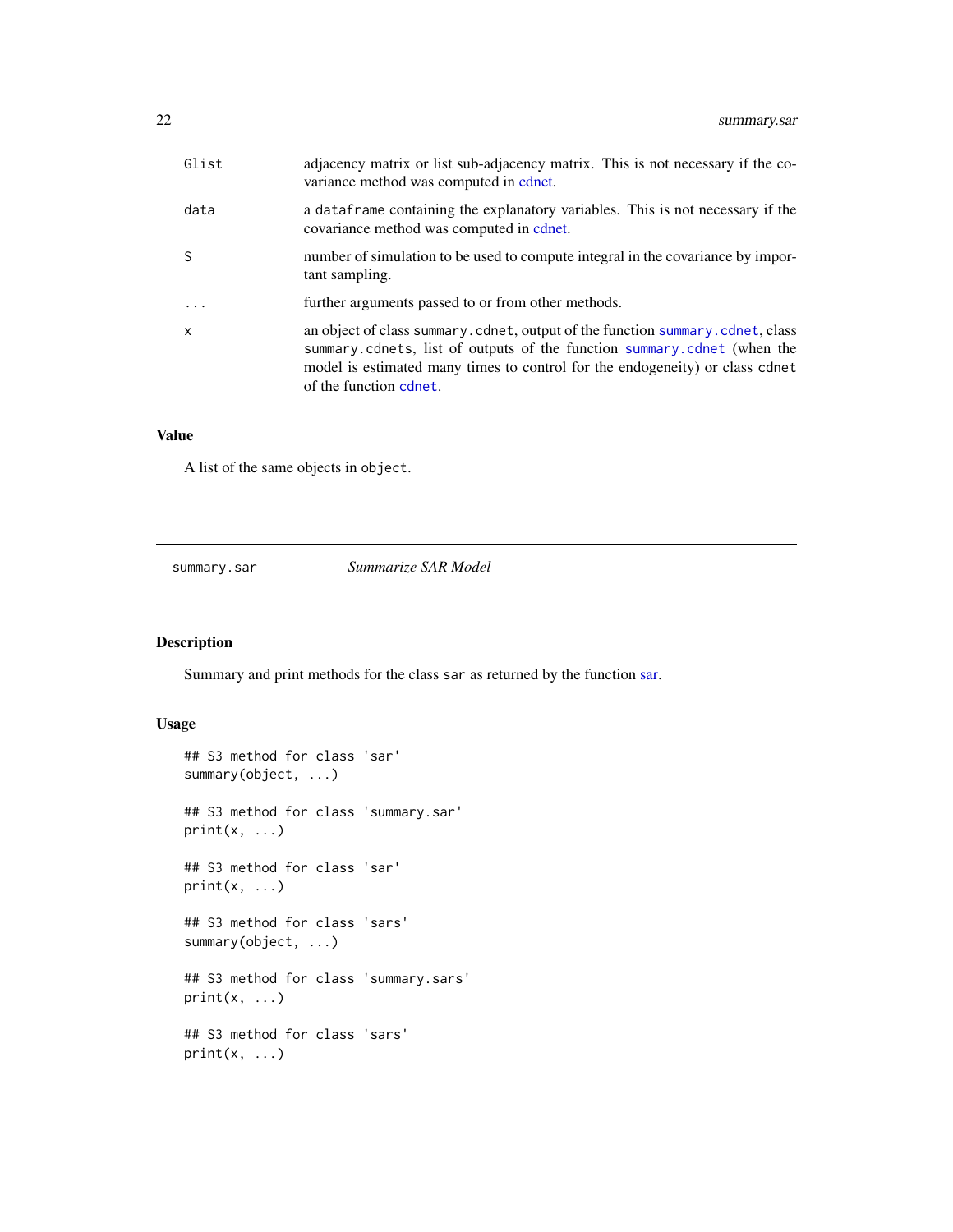| | |
|---|---|
| Glist | adjacency matrix or list sub-adjacency matrix. This is not necessary if the covariance method was computed in cdnet. |
| data | a dataframe containing the explanatory variables. This is not necessary if the covariance method was computed in cdnet. |
| S | number of simulation to be used to compute integral in the covariance by important sampling. |
| ... | further arguments passed to or from other methods. |
| x | an object of class summary.cdnet, output of the function summary.cdnet, class summary.cdnets, list of outputs of the function summary.cdnet (when the model is estimated many times to control for the endogeneity) or class cdnet of the function cdnet. |

## Value

A list of the same objects in object.

---

# summary.sar — *Summarize SAR Model*

## Description

Summary and print methods for the class sar as returned by the function sar.

## Usage

```
## S3 method for class 'sar'
summary(object, ...)

## S3 method for class 'summary.sar'
print(x, ...)

## S3 method for class 'sar'
print(x, ...)

## S3 method for class 'sars'
summary(object, ...)

## S3 method for class 'summary.sars'
print(x, ...)

## S3 method for class 'sars'
print(x, ...)
```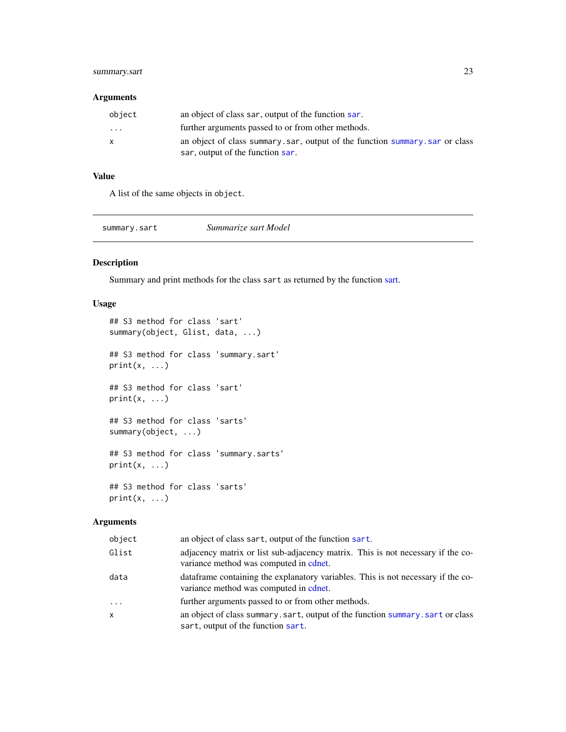## Arguments

| | |
|---|---|
| `object` | an object of class `sar`, output of the function `sar`. |
| `...` | further arguments passed to or from other methods. |
| `x` | an object of class `summary.sar`, output of the function `summary.sar` or class `sar`, output of the function `sar`. |

## Value

A list of the same objects in `object`.

---

# summary.sart — *Summarize sart Model*

---

## Description

Summary and print methods for the class `sart` as returned by the function sart.

## Usage

```
## S3 method for class 'sart'
summary(object, Glist, data, ...)

## S3 method for class 'summary.sart'
print(x, ...)

## S3 method for class 'sart'
print(x, ...)

## S3 method for class 'sarts'
summary(object, ...)

## S3 method for class 'summary.sarts'
print(x, ...)

## S3 method for class 'sarts'
print(x, ...)
```

## Arguments

| | |
|---|---|
| `object` | an object of class `sart`, output of the function `sart`. |
| `Glist` | adjacency matrix or list sub-adjacency matrix. This is not necessary if the covariance method was computed in cdnet. |
| `data` | dataframe containing the explanatory variables. This is not necessary if the covariance method was computed in cdnet. |
| `...` | further arguments passed to or from other methods. |
| `x` | an object of class `summary.sart`, output of the function `summary.sart` or class `sart`, output of the function `sart`. |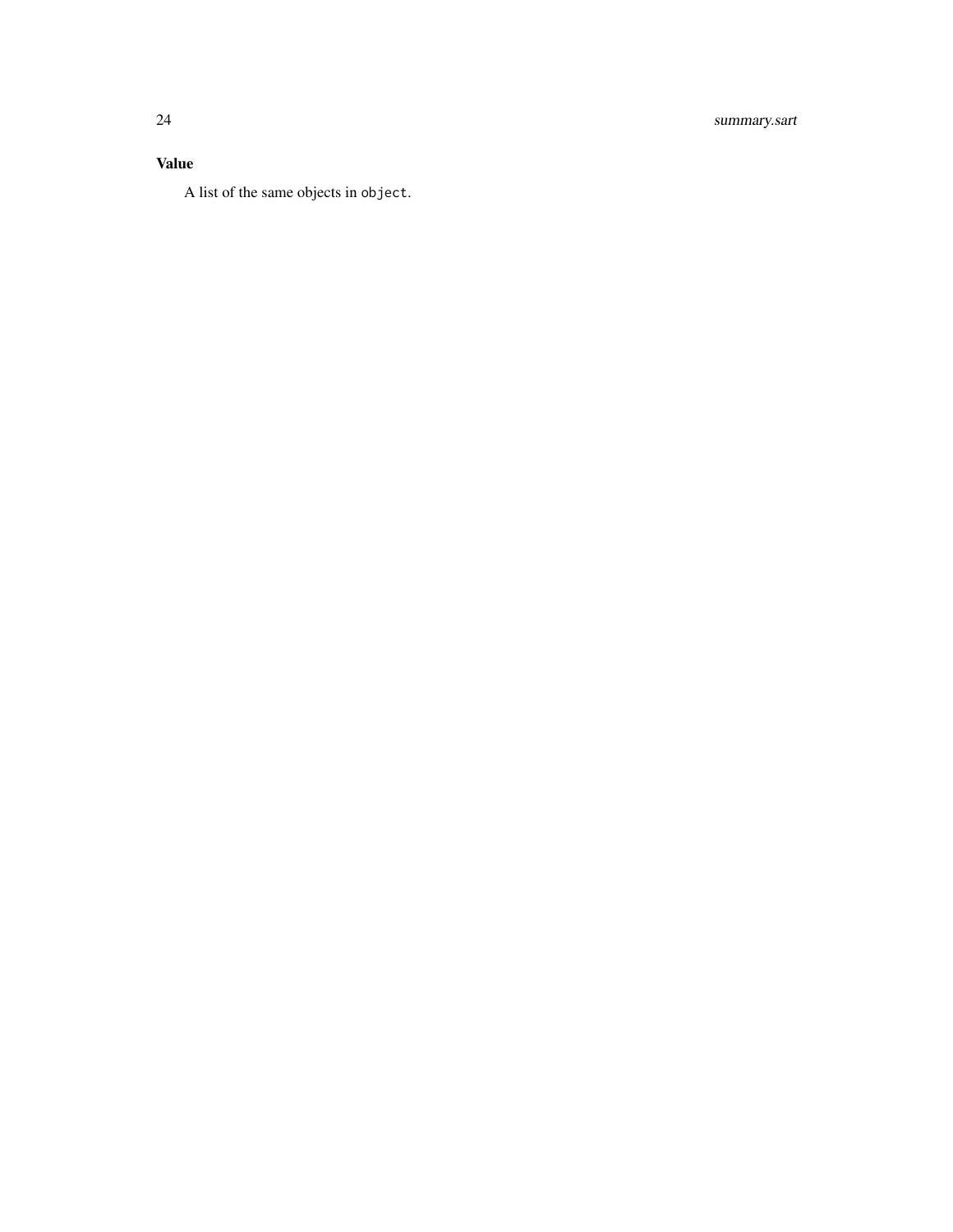## Value

A list of the same objects in `object`.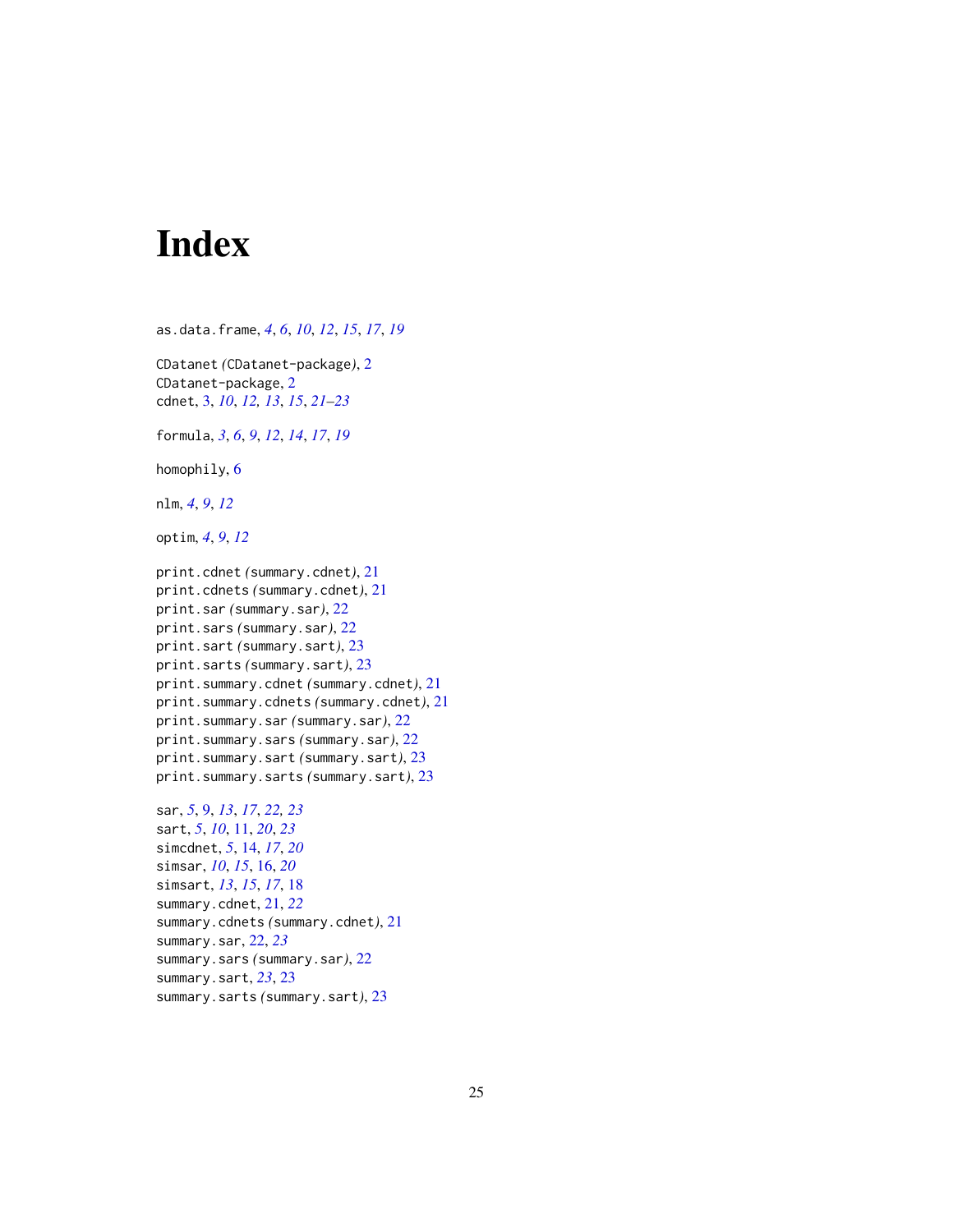# Index

as.data.frame, *4*, *6*, *10*, *12*, *15*, *17*, *19*

CDatanet *(*CDatanet-package*)*, 2
CDatanet-package, 2
cdnet, 3, *10*, *12, 13*, *15*, *21–23*

formula, *3*, *6*, *9*, *12*, *14*, *17*, *19*

homophily, 6

nlm, *4*, *9*, *12*

optim, *4*, *9*, *12*

print.cdnet *(*summary.cdnet*)*, 21
print.cdnets *(*summary.cdnet*)*, 21
print.sar *(*summary.sar*)*, 22
print.sars *(*summary.sar*)*, 22
print.sart *(*summary.sart*)*, 23
print.sarts *(*summary.sart*)*, 23
print.summary.cdnet *(*summary.cdnet*)*, 21
print.summary.cdnets *(*summary.cdnet*)*, 21
print.summary.sar *(*summary.sar*)*, 22
print.summary.sars *(*summary.sar*)*, 22
print.summary.sart *(*summary.sart*)*, 23
print.summary.sarts *(*summary.sart*)*, 23

sar, *5*, 9, *13*, *17*, *22, 23*
sart, *5*, *10*, 11, *20*, *23*
simcdnet, *5*, 14, *17*, *20*
simsar, *10*, *15*, 16, *20*
simsart, *13*, *15*, *17*, 18
summary.cdnet, 21, *22*
summary.cdnets *(*summary.cdnet*)*, 21
summary.sar, 22, *23*
summary.sars *(*summary.sar*)*, 22
summary.sart, *23*, 23
summary.sarts *(*summary.sart*)*, 23